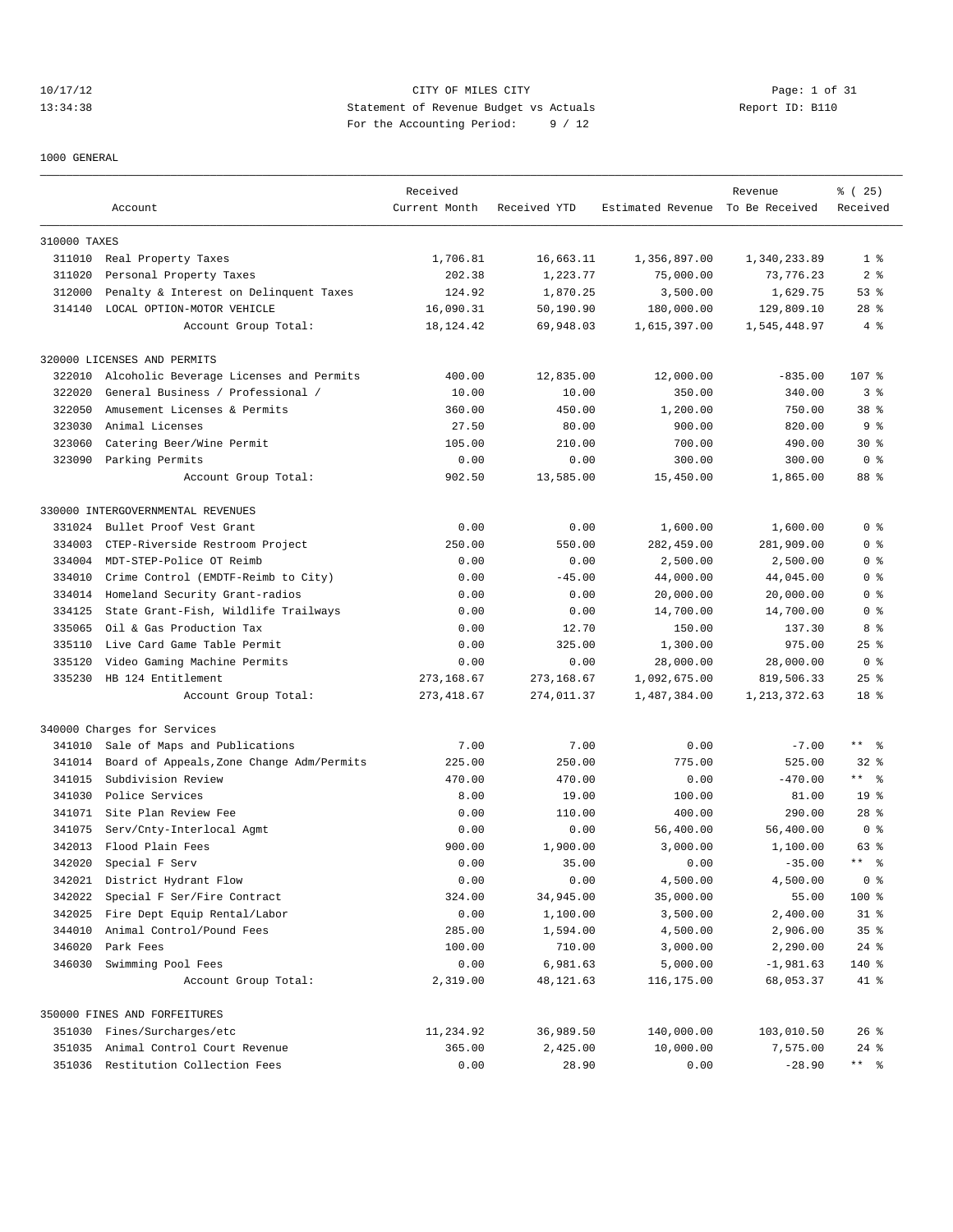10/17/12 CITY OF MILES CITY
13:34:38 Statement of Revenue Budget vs Actuals Report ID: B110
For the Accounting Period: 9 / 12

1000 GENERAL

| | Account | Received Current Month | Received YTD | Estimated Revenue | Revenue To Be Received | % ( 25) Received |
|---|---|---|---|---|---|---|
| 310000 TAXES | | | | | | |
| 311010 | Real Property Taxes | 1,706.81 | 16,663.11 | 1,356,897.00 | 1,340,233.89 | 1 % |
| 311020 | Personal Property Taxes | 202.38 | 1,223.77 | 75,000.00 | 73,776.23 | 2 % |
| 312000 | Penalty & Interest on Delinquent Taxes | 124.92 | 1,870.25 | 3,500.00 | 1,629.75 | 53 % |
| 314140 | LOCAL OPTION-MOTOR VEHICLE | 16,090.31 | 50,190.90 | 180,000.00 | 129,809.10 | 28 % |
| | Account Group Total: | 18,124.42 | 69,948.03 | 1,615,397.00 | 1,545,448.97 | 4 % |
| 320000 LICENSES AND PERMITS | | | | | | |
| 322010 | Alcoholic Beverage Licenses and Permits | 400.00 | 12,835.00 | 12,000.00 | -835.00 | 107 % |
| 322020 | General Business / Professional / | 10.00 | 10.00 | 350.00 | 340.00 | 3 % |
| 322050 | Amusement Licenses & Permits | 360.00 | 450.00 | 1,200.00 | 750.00 | 38 % |
| 323030 | Animal Licenses | 27.50 | 80.00 | 900.00 | 820.00 | 9 % |
| 323060 | Catering Beer/Wine Permit | 105.00 | 210.00 | 700.00 | 490.00 | 30 % |
| 323090 | Parking Permits | 0.00 | 0.00 | 300.00 | 300.00 | 0 % |
| | Account Group Total: | 902.50 | 13,585.00 | 15,450.00 | 1,865.00 | 88 % |
| 330000 INTERGOVERNMENTAL REVENUES | | | | | | |
| 331024 | Bullet Proof Vest Grant | 0.00 | 0.00 | 1,600.00 | 1,600.00 | 0 % |
| 334003 | CTEP-Riverside Restroom Project | 250.00 | 550.00 | 282,459.00 | 281,909.00 | 0 % |
| 334004 | MDT-STEP-Police OT Reimb | 0.00 | 0.00 | 2,500.00 | 2,500.00 | 0 % |
| 334010 | Crime Control (EMDTF-Reimb to City) | 0.00 | -45.00 | 44,000.00 | 44,045.00 | 0 % |
| 334014 | Homeland Security Grant-radios | 0.00 | 0.00 | 20,000.00 | 20,000.00 | 0 % |
| 334125 | State Grant-Fish, Wildlife Trailways | 0.00 | 0.00 | 14,700.00 | 14,700.00 | 0 % |
| 335065 | Oil & Gas Production Tax | 0.00 | 12.70 | 150.00 | 137.30 | 8 % |
| 335110 | Live Card Game Table Permit | 0.00 | 325.00 | 1,300.00 | 975.00 | 25 % |
| 335120 | Video Gaming Machine Permits | 0.00 | 0.00 | 28,000.00 | 28,000.00 | 0 % |
| 335230 | HB 124 Entitlement | 273,168.67 | 273,168.67 | 1,092,675.00 | 819,506.33 | 25 % |
| | Account Group Total: | 273,418.67 | 274,011.37 | 1,487,384.00 | 1,213,372.63 | 18 % |
| 340000 Charges for Services | | | | | | |
| 341010 | Sale of Maps and Publications | 7.00 | 7.00 | 0.00 | -7.00 | ** % |
| 341014 | Board of Appeals,Zone Change Adm/Permits | 225.00 | 250.00 | 775.00 | 525.00 | 32 % |
| 341015 | Subdivision Review | 470.00 | 470.00 | 0.00 | -470.00 | ** % |
| 341030 | Police Services | 8.00 | 19.00 | 100.00 | 81.00 | 19 % |
| 341071 | Site Plan Review Fee | 0.00 | 110.00 | 400.00 | 290.00 | 28 % |
| 341075 | Serv/Cnty-Interlocal Agmt | 0.00 | 0.00 | 56,400.00 | 56,400.00 | 0 % |
| 342013 | Flood Plain Fees | 900.00 | 1,900.00 | 3,000.00 | 1,100.00 | 63 % |
| 342020 | Special F Serv | 0.00 | 35.00 | 0.00 | -35.00 | ** % |
| 342021 | District Hydrant Flow | 0.00 | 0.00 | 4,500.00 | 4,500.00 | 0 % |
| 342022 | Special F Ser/Fire Contract | 324.00 | 34,945.00 | 35,000.00 | 55.00 | 100 % |
| 342025 | Fire Dept Equip Rental/Labor | 0.00 | 1,100.00 | 3,500.00 | 2,400.00 | 31 % |
| 344010 | Animal Control/Pound Fees | 285.00 | 1,594.00 | 4,500.00 | 2,906.00 | 35 % |
| 346020 | Park Fees | 100.00 | 710.00 | 3,000.00 | 2,290.00 | 24 % |
| 346030 | Swimming Pool Fees | 0.00 | 6,981.63 | 5,000.00 | -1,981.63 | 140 % |
| | Account Group Total: | 2,319.00 | 48,121.63 | 116,175.00 | 68,053.37 | 41 % |
| 350000 FINES AND FORFEITURES | | | | | | |
| 351030 | Fines/Surcharges/etc | 11,234.92 | 36,989.50 | 140,000.00 | 103,010.50 | 26 % |
| 351035 | Animal Control Court Revenue | 365.00 | 2,425.00 | 10,000.00 | 7,575.00 | 24 % |
| 351036 | Restitution Collection Fees | 0.00 | 28.90 | 0.00 | -28.90 | ** % |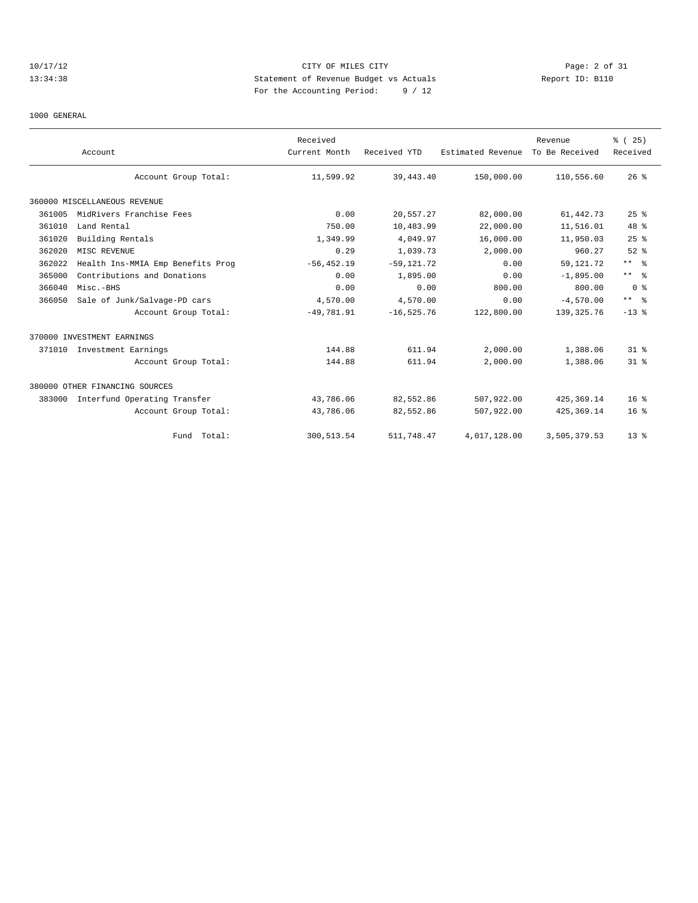CITY OF MILES CITY
Statement of Revenue Budget vs Actuals
For the Accounting Period: 9 / 12

1000 GENERAL

| Account | Received Current Month | Received YTD | Estimated Revenue | Revenue To Be Received | % ( 25) Received |
|---|---|---|---|---|---|
| Account Group Total: | 11,599.92 | 39,443.40 | 150,000.00 | 110,556.60 | 26 % |
| 360000 MISCELLANEOUS REVENUE | | | | | |
| 361005 MidRivers Franchise Fees | 0.00 | 20,557.27 | 82,000.00 | 61,442.73 | 25 % |
| 361010 Land Rental | 750.00 | 10,483.99 | 22,000.00 | 11,516.01 | 48 % |
| 361020 Building Rentals | 1,349.99 | 4,049.97 | 16,000.00 | 11,950.03 | 25 % |
| 362020 MISC REVENUE | 0.29 | 1,039.73 | 2,000.00 | 960.27 | 52 % |
| 362022 Health Ins-MMIA Emp Benefits Prog | -56,452.19 | -59,121.72 | 0.00 | 59,121.72 | ** % |
| 365000 Contributions and Donations | 0.00 | 1,895.00 | 0.00 | -1,895.00 | ** % |
| 366040 Misc.-BHS | 0.00 | 0.00 | 800.00 | 800.00 | 0 % |
| 366050 Sale of Junk/Salvage-PD cars | 4,570.00 | 4,570.00 | 0.00 | -4,570.00 | ** % |
| Account Group Total: | -49,781.91 | -16,525.76 | 122,800.00 | 139,325.76 | -13 % |
| 370000 INVESTMENT EARNINGS | | | | | |
| 371010 Investment Earnings | 144.88 | 611.94 | 2,000.00 | 1,388.06 | 31 % |
| Account Group Total: | 144.88 | 611.94 | 2,000.00 | 1,388.06 | 31 % |
| 380000 OTHER FINANCING SOURCES | | | | | |
| 383000 Interfund Operating Transfer | 43,786.06 | 82,552.86 | 507,922.00 | 425,369.14 | 16 % |
| Account Group Total: | 43,786.06 | 82,552.86 | 507,922.00 | 425,369.14 | 16 % |
| Fund Total: | 300,513.54 | 511,748.47 | 4,017,128.00 | 3,505,379.53 | 13 % |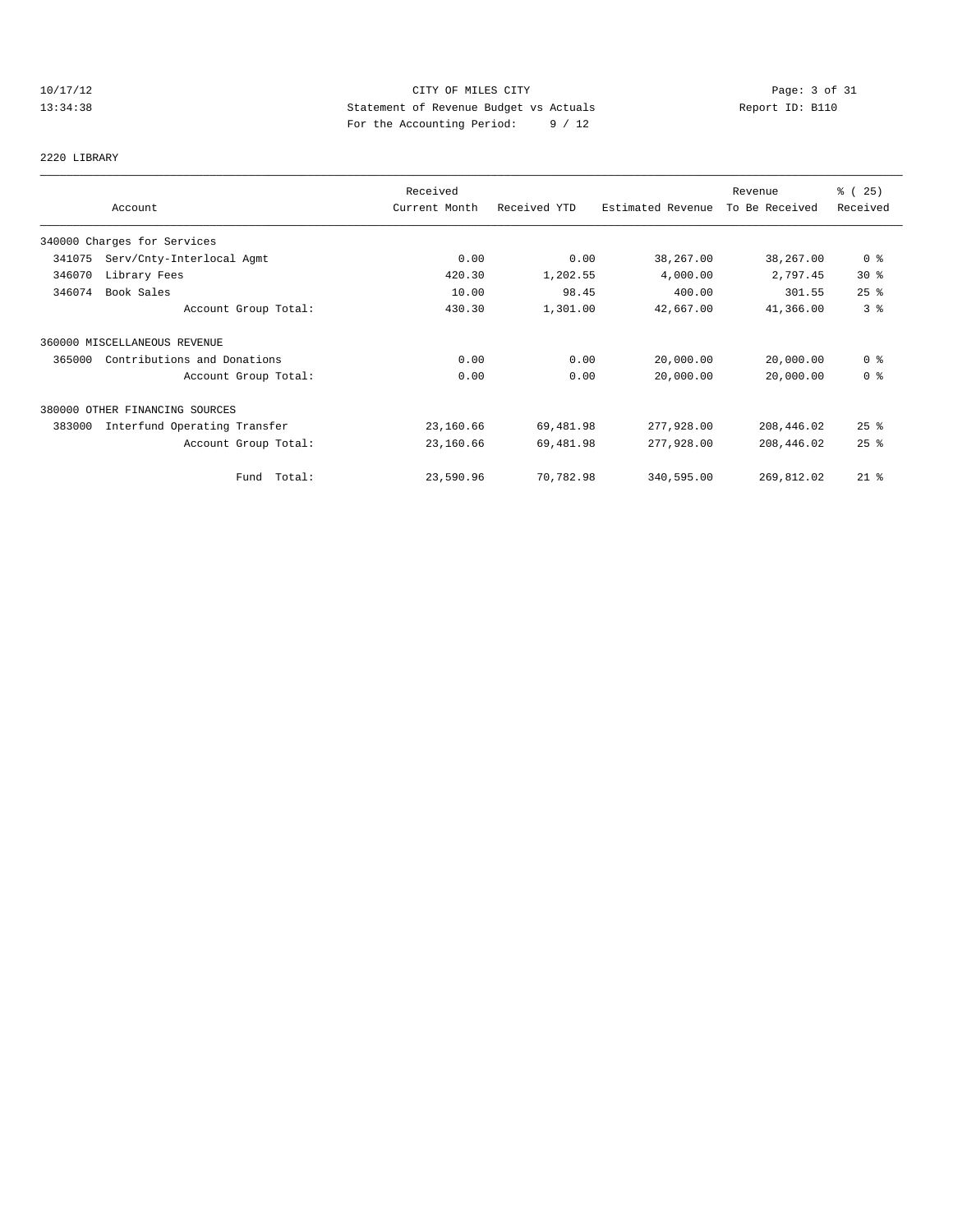CITY OF MILES CITY

Statement of Revenue Budget vs Actuals

For the Accounting Period: 9 / 12

10/17/12
13:34:38

Report ID: B110

2220 LIBRARY

| Account | Received Current Month | Received YTD | Estimated Revenue | Revenue To Be Received | % ( 25) Received |
|---|---|---|---|---|---|
| 340000 Charges for Services | | | | | |
| 341075 Serv/Cnty-Interlocal Agmt | 0.00 | 0.00 | 38,267.00 | 38,267.00 | 0 % |
| 346070 Library Fees | 420.30 | 1,202.55 | 4,000.00 | 2,797.45 | 30 % |
| 346074 Book Sales | 10.00 | 98.45 | 400.00 | 301.55 | 25 % |
| Account Group Total: | 430.30 | 1,301.00 | 42,667.00 | 41,366.00 | 3 % |
| 360000 MISCELLANEOUS REVENUE | | | | | |
| 365000 Contributions and Donations | 0.00 | 0.00 | 20,000.00 | 20,000.00 | 0 % |
| Account Group Total: | 0.00 | 0.00 | 20,000.00 | 20,000.00 | 0 % |
| 380000 OTHER FINANCING SOURCES | | | | | |
| 383000 Interfund Operating Transfer | 23,160.66 | 69,481.98 | 277,928.00 | 208,446.02 | 25 % |
| Account Group Total: | 23,160.66 | 69,481.98 | 277,928.00 | 208,446.02 | 25 % |
| Fund Total: | 23,590.96 | 70,782.98 | 340,595.00 | 269,812.02 | 21 % |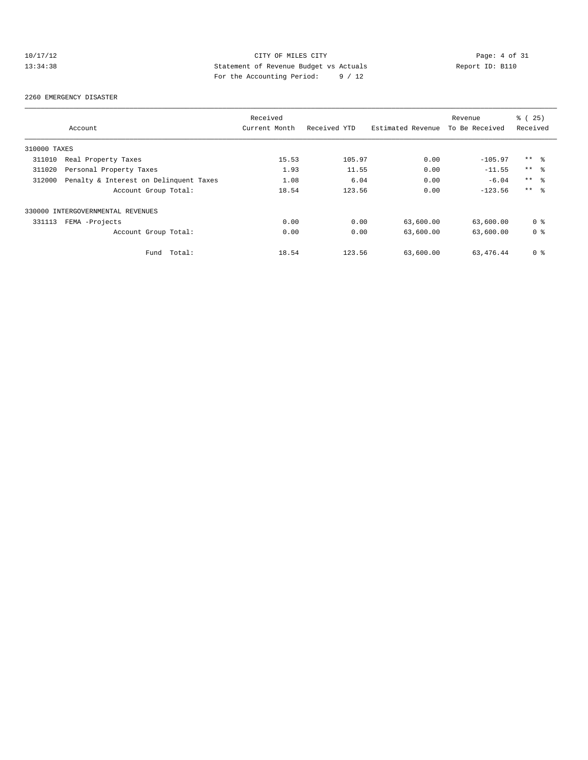10/17/12 CITY OF MILES CITY
13:34:38 Statement of Revenue Budget vs Actuals Report ID: B110
For the Accounting Period: 9 / 12

2260 EMERGENCY DISASTER

| Account | Received Current Month | Received YTD | Estimated Revenue | Revenue To Be Received | % ( 25) Received |
|---|---|---|---|---|---|
| 310000 TAXES | | | | | |
| 311010 Real Property Taxes | 15.53 | 105.97 | 0.00 | -105.97 | ** % |
| 311020 Personal Property Taxes | 1.93 | 11.55 | 0.00 | -11.55 | ** % |
| 312000 Penalty & Interest on Delinquent Taxes | 1.08 | 6.04 | 0.00 | -6.04 | ** % |
| Account Group Total: | 18.54 | 123.56 | 0.00 | -123.56 | ** % |
| 330000 INTERGOVERNMENTAL REVENUES | | | | | |
| 331113 FEMA -Projects | 0.00 | 0.00 | 63,600.00 | 63,600.00 | 0 % |
| Account Group Total: | 0.00 | 0.00 | 63,600.00 | 63,600.00 | 0 % |
| Fund Total: | 18.54 | 123.56 | 63,600.00 | 63,476.44 | 0 % |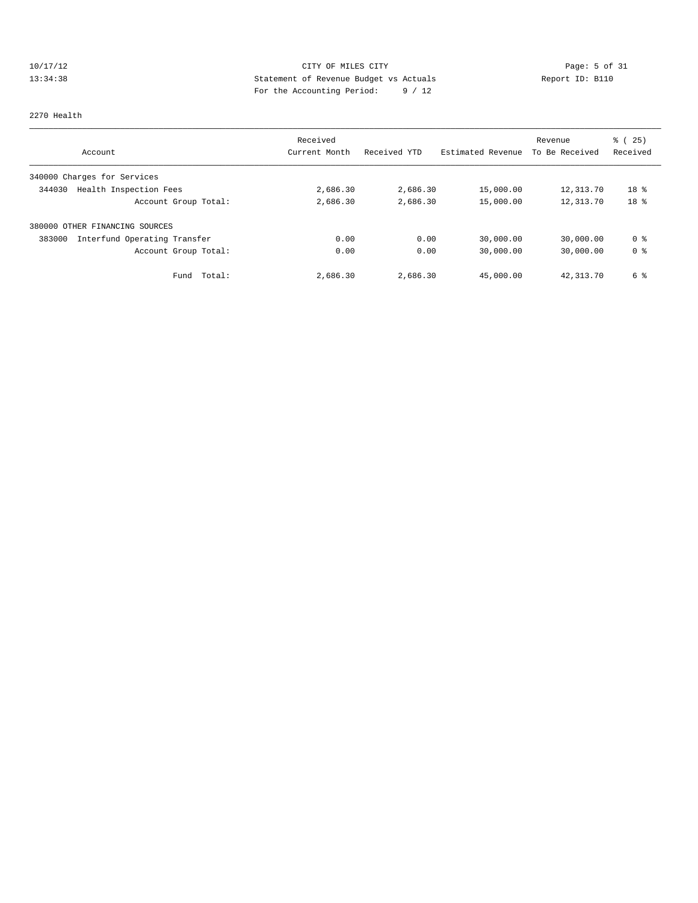CITY OF MILES CITY

Statement of Revenue Budget vs Actuals

For the Accounting Period: 9 / 12

10/17/12 13:34:38 Report ID: B110

2270 Health

| Account | Received Current Month | Received YTD | Estimated Revenue | Revenue To Be Received | % ( 25) Received |
|---|---|---|---|---|---|
| 340000 Charges for Services | | | | | |
| 344030 Health Inspection Fees | 2,686.30 | 2,686.30 | 15,000.00 | 12,313.70 | 18 % |
| Account Group Total: | 2,686.30 | 2,686.30 | 15,000.00 | 12,313.70 | 18 % |
| 380000 OTHER FINANCING SOURCES | | | | | |
| 383000 Interfund Operating Transfer | 0.00 | 0.00 | 30,000.00 | 30,000.00 | 0 % |
| Account Group Total: | 0.00 | 0.00 | 30,000.00 | 30,000.00 | 0 % |
| Fund Total: | 2,686.30 | 2,686.30 | 45,000.00 | 42,313.70 | 6 % |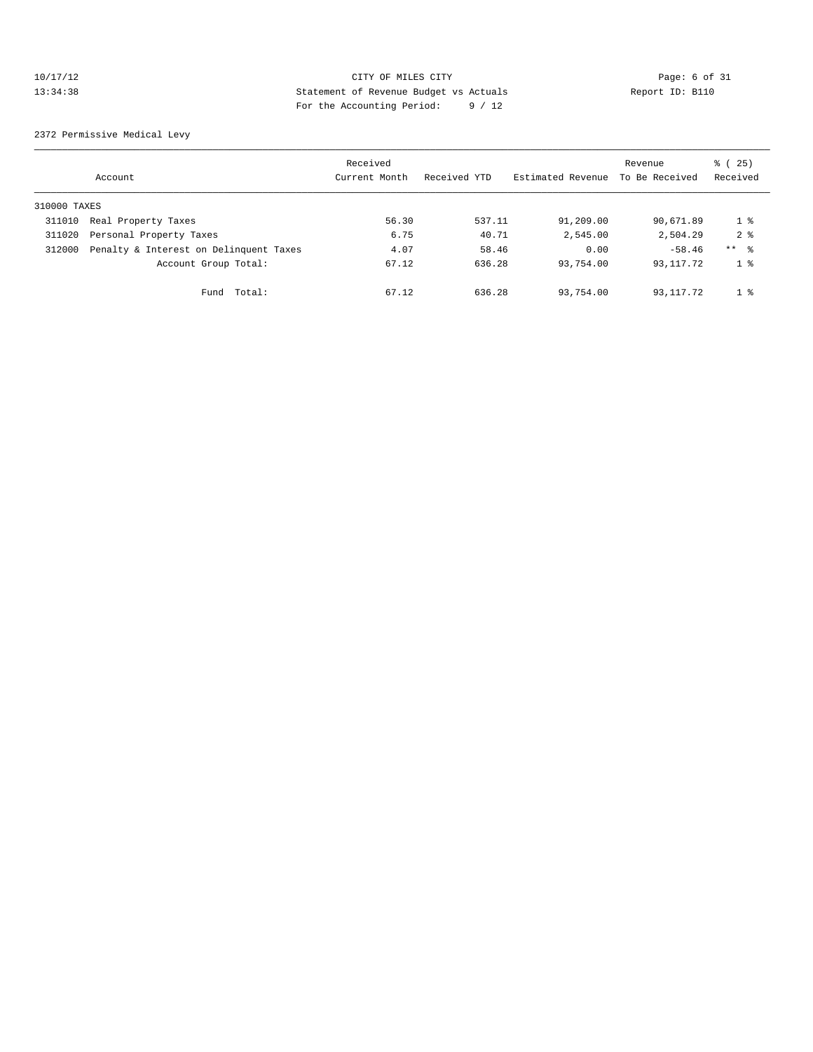CITY OF MILES CITY

Statement of Revenue Budget vs Actuals

For the Accounting Period: 9 / 12

10/17/12 13:34:38 — Report ID: B110

2372 Permissive Medical Levy

| Account | | Received Current Month | Received YTD | Estimated Revenue | Revenue To Be Received | % ( 25) Received |
|---|---|---|---|---|---|---|
| 310000 TAXES | | | | | | |
| 311010 | Real Property Taxes | 56.30 | 537.11 | 91,209.00 | 90,671.89 | 1 % |
| 311020 | Personal Property Taxes | 6.75 | 40.71 | 2,545.00 | 2,504.29 | 2 % |
| 312000 | Penalty & Interest on Delinquent Taxes | 4.07 | 58.46 | 0.00 | -58.46 | ** % |
| | Account Group Total: | 67.12 | 636.28 | 93,754.00 | 93,117.72 | 1 % |
| | Fund Total: | 67.12 | 636.28 | 93,754.00 | 93,117.72 | 1 % |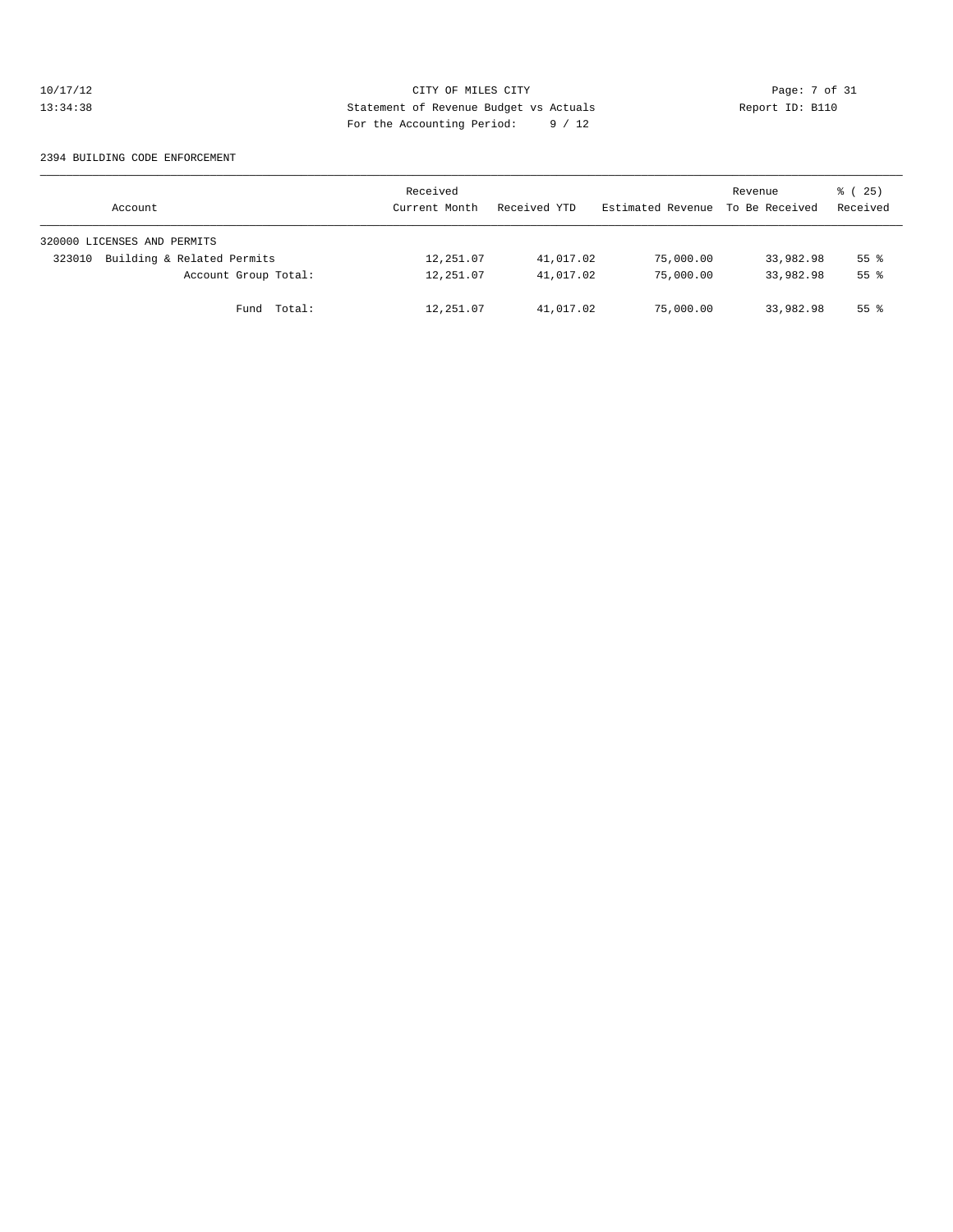CITY OF MILES CITY
Statement of Revenue Budget vs Actuals
For the Accounting Period: 9 / 12

10/17/12
13:34:38

Report ID: B110

2394 BUILDING CODE ENFORCEMENT

| Account | Received Current Month | Received YTD | Estimated Revenue | Revenue To Be Received | % ( 25) Received |
|---|---|---|---|---|---|
| 320000 LICENSES AND PERMITS | | | | | |
| 323010 Building & Related Permits | 12,251.07 | 41,017.02 | 75,000.00 | 33,982.98 | 55 % |
| Account Group Total: | 12,251.07 | 41,017.02 | 75,000.00 | 33,982.98 | 55 % |
| Fund Total: | 12,251.07 | 41,017.02 | 75,000.00 | 33,982.98 | 55 % |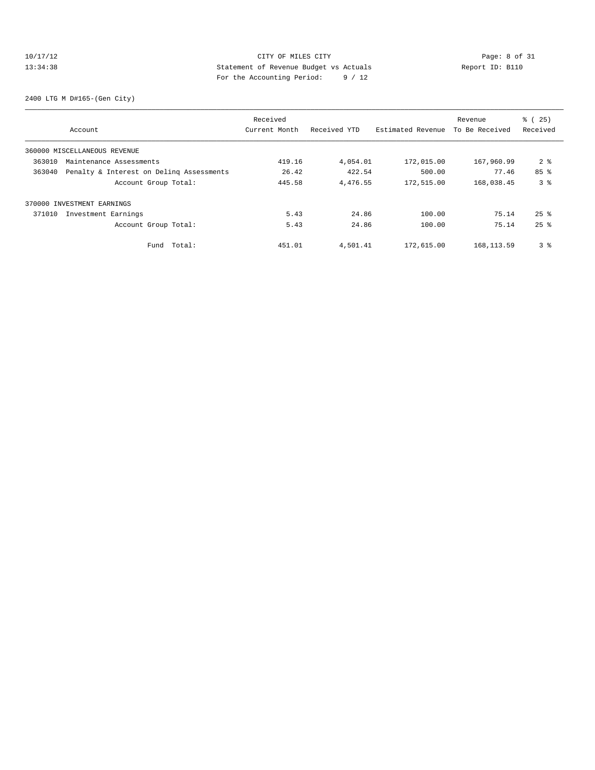# CITY OF MILES CITY

Statement of Revenue Budget vs Actuals

For the Accounting Period: 9 / 12

2400 LTG M D#165-(Gen City)

| Account | Received Current Month | Received YTD | Estimated Revenue | Revenue To Be Received | % ( 25) Received |
|---|---|---|---|---|---|
| 360000 MISCELLANEOUS REVENUE | | | | | |
| 363010 Maintenance Assessments | 419.16 | 4,054.01 | 172,015.00 | 167,960.99 | 2 % |
| 363040 Penalty & Interest on Delinq Assessments | 26.42 | 422.54 | 500.00 | 77.46 | 85 % |
| Account Group Total: | 445.58 | 4,476.55 | 172,515.00 | 168,038.45 | 3 % |
| 370000 INVESTMENT EARNINGS | | | | | |
| 371010 Investment Earnings | 5.43 | 24.86 | 100.00 | 75.14 | 25 % |
| Account Group Total: | 5.43 | 24.86 | 100.00 | 75.14 | 25 % |
| Fund Total: | 451.01 | 4,501.41 | 172,615.00 | 168,113.59 | 3 % |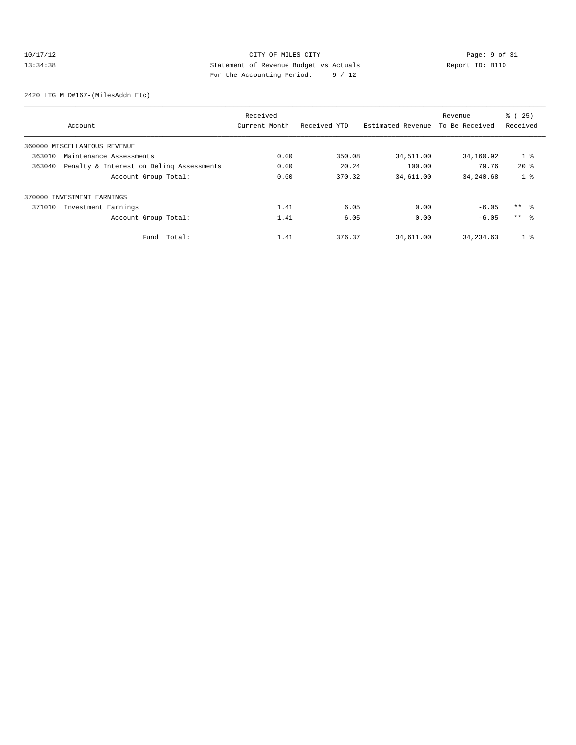CITY OF MILES CITY
Statement of Revenue Budget vs Actuals
For the Accounting Period: 9 / 12

10/17/12
13:34:38

Report ID: B110

2420 LTG M D#167-(MilesAddn Etc)

| Account | | Received Current Month | Received YTD | Estimated Revenue | Revenue To Be Received | % ( 25) Received |
|---|---|---|---|---|---|---|
| 360000 MISCELLANEOUS REVENUE | | | | | | |
| 363010 | Maintenance Assessments | 0.00 | 350.08 | 34,511.00 | 34,160.92 | 1 % |
| 363040 | Penalty & Interest on Delinq Assessments | 0.00 | 20.24 | 100.00 | 79.76 | 20 % |
| | Account Group Total: | 0.00 | 370.32 | 34,611.00 | 34,240.68 | 1 % |
| 370000 INVESTMENT EARNINGS | | | | | | |
| 371010 | Investment Earnings | 1.41 | 6.05 | 0.00 | -6.05 | ** % |
| | Account Group Total: | 1.41 | 6.05 | 0.00 | -6.05 | ** % |
| | Fund Total: | 1.41 | 376.37 | 34,611.00 | 34,234.63 | 1 % |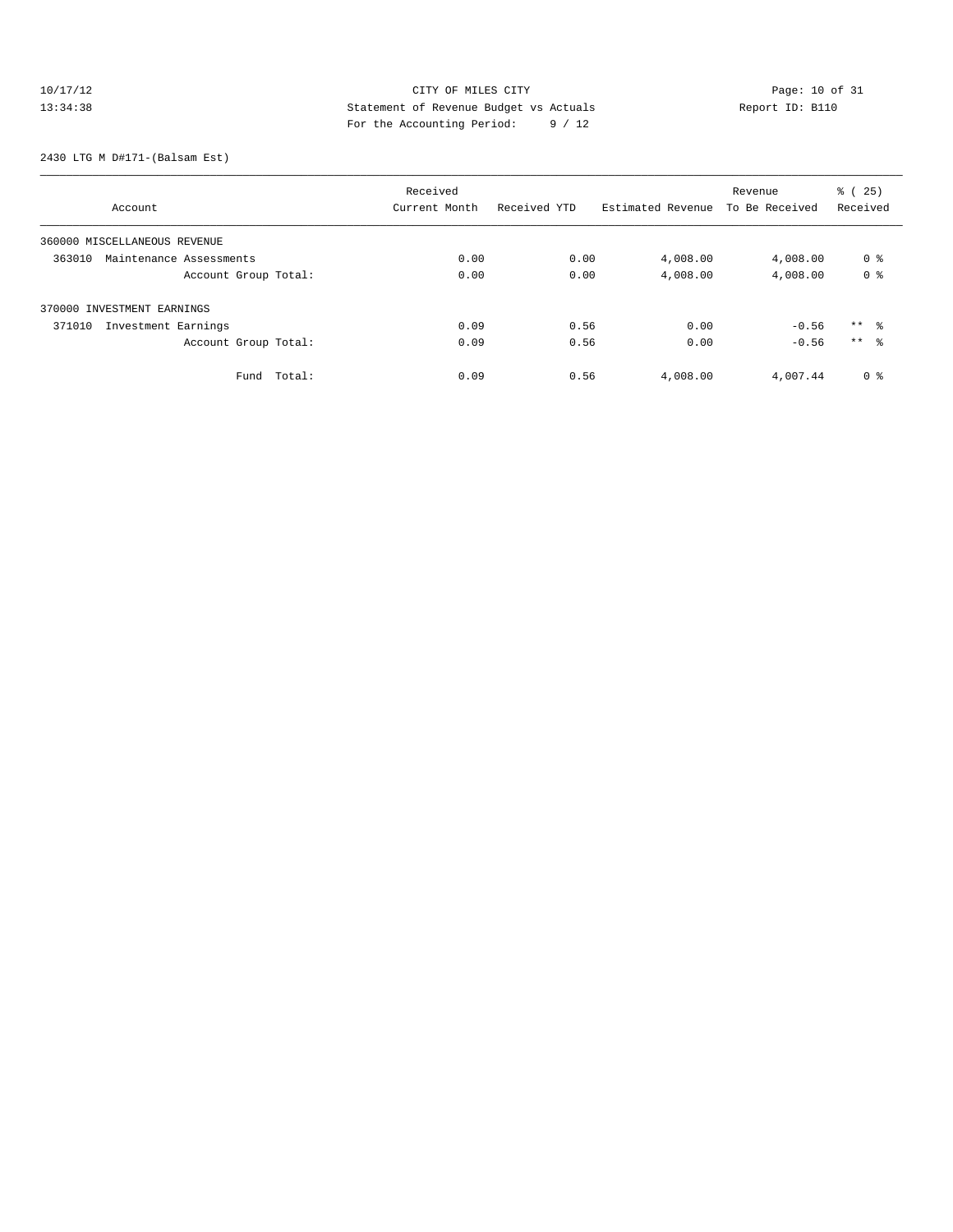CITY OF MILES CITY
Statement of Revenue Budget vs Actuals
For the Accounting Period: 9 / 12

10/17/12
13:34:38

Report ID: B110

2430 LTG M D#171-(Balsam Est)

| Account | Received Current Month | Received YTD | Estimated Revenue | Revenue To Be Received | % ( 25) Received |
|---|---|---|---|---|---|
| 360000 MISCELLANEOUS REVENUE | | | | | |
| 363010 Maintenance Assessments | 0.00 | 0.00 | 4,008.00 | 4,008.00 | 0 % |
| Account Group Total: | 0.00 | 0.00 | 4,008.00 | 4,008.00 | 0 % |
| 370000 INVESTMENT EARNINGS | | | | | |
| 371010 Investment Earnings | 0.09 | 0.56 | 0.00 | -0.56 | ** % |
| Account Group Total: | 0.09 | 0.56 | 0.00 | -0.56 | ** % |
| Fund Total: | 0.09 | 0.56 | 4,008.00 | 4,007.44 | 0 % |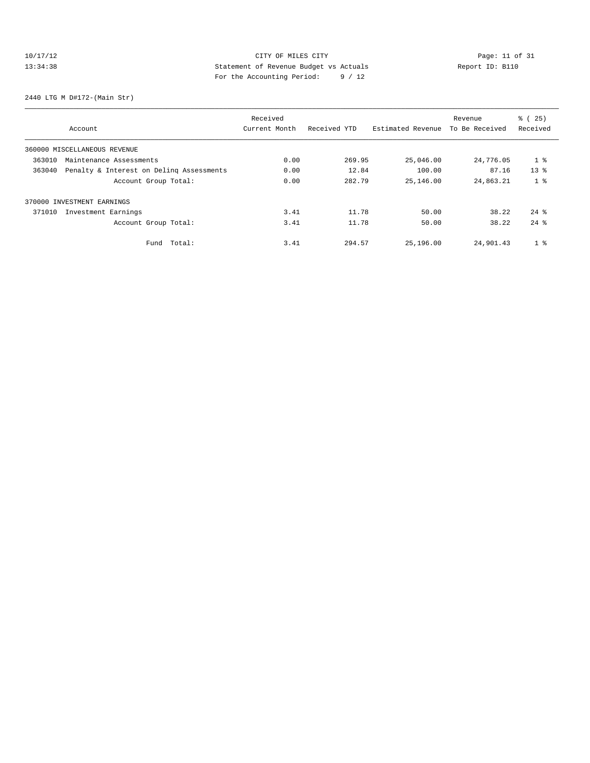10/17/12 CITY OF MILES CITY
13:34:38 Statement of Revenue Budget vs Actuals Report ID: B110
For the Accounting Period: 9 / 12

2440 LTG M D#172-(Main Str)

| Account | Received Current Month | Received YTD | Estimated Revenue | Revenue To Be Received | % ( 25) Received |
|---|---|---|---|---|---|
| 360000 MISCELLANEOUS REVENUE | | | | | |
| 363010 Maintenance Assessments | 0.00 | 269.95 | 25,046.00 | 24,776.05 | 1 % |
| 363040 Penalty & Interest on Delinq Assessments | 0.00 | 12.84 | 100.00 | 87.16 | 13 % |
| Account Group Total: | 0.00 | 282.79 | 25,146.00 | 24,863.21 | 1 % |
| 370000 INVESTMENT EARNINGS | | | | | |
| 371010 Investment Earnings | 3.41 | 11.78 | 50.00 | 38.22 | 24 % |
| Account Group Total: | 3.41 | 11.78 | 50.00 | 38.22 | 24 % |
| Fund Total: | 3.41 | 294.57 | 25,196.00 | 24,901.43 | 1 % |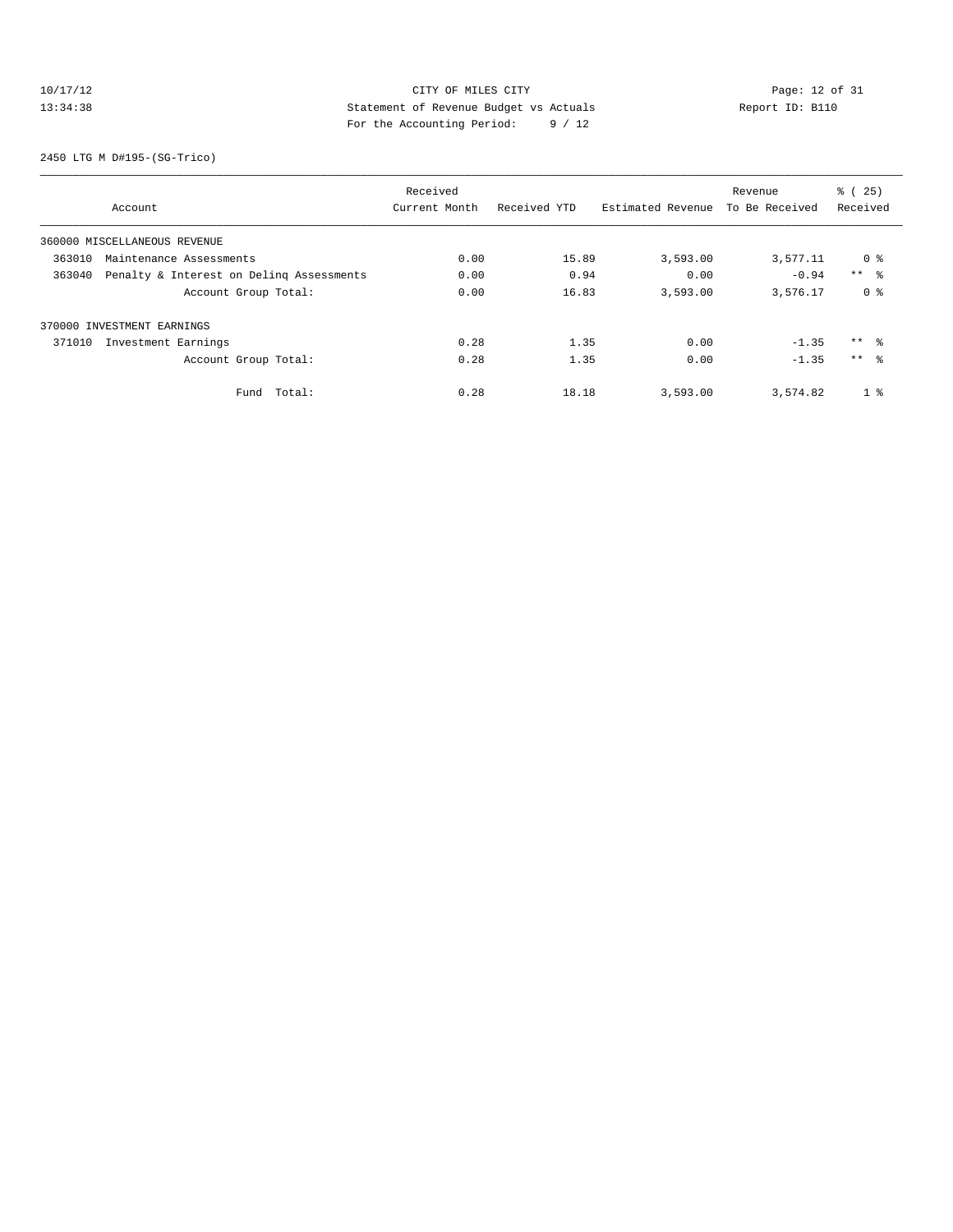10/17/12 CITY OF MILES CITY
13:34:38 Statement of Revenue Budget vs Actuals Report ID: B110
For the Accounting Period: 9 / 12

2450 LTG M D#195-(SG-Trico)

| Account | Received Current Month | Received YTD | Estimated Revenue | Revenue To Be Received | % ( 25) Received |
|---|---|---|---|---|---|
| 360000 MISCELLANEOUS REVENUE | | | | | |
| 363010 Maintenance Assessments | 0.00 | 15.89 | 3,593.00 | 3,577.11 | 0 % |
| 363040 Penalty & Interest on Delinq Assessments | 0.00 | 0.94 | 0.00 | -0.94 | ** % |
| Account Group Total: | 0.00 | 16.83 | 3,593.00 | 3,576.17 | 0 % |
| 370000 INVESTMENT EARNINGS | | | | | |
| 371010 Investment Earnings | 0.28 | 1.35 | 0.00 | -1.35 | ** % |
| Account Group Total: | 0.28 | 1.35 | 0.00 | -1.35 | ** % |
| Fund Total: | 0.28 | 18.18 | 3,593.00 | 3,574.82 | 1 % |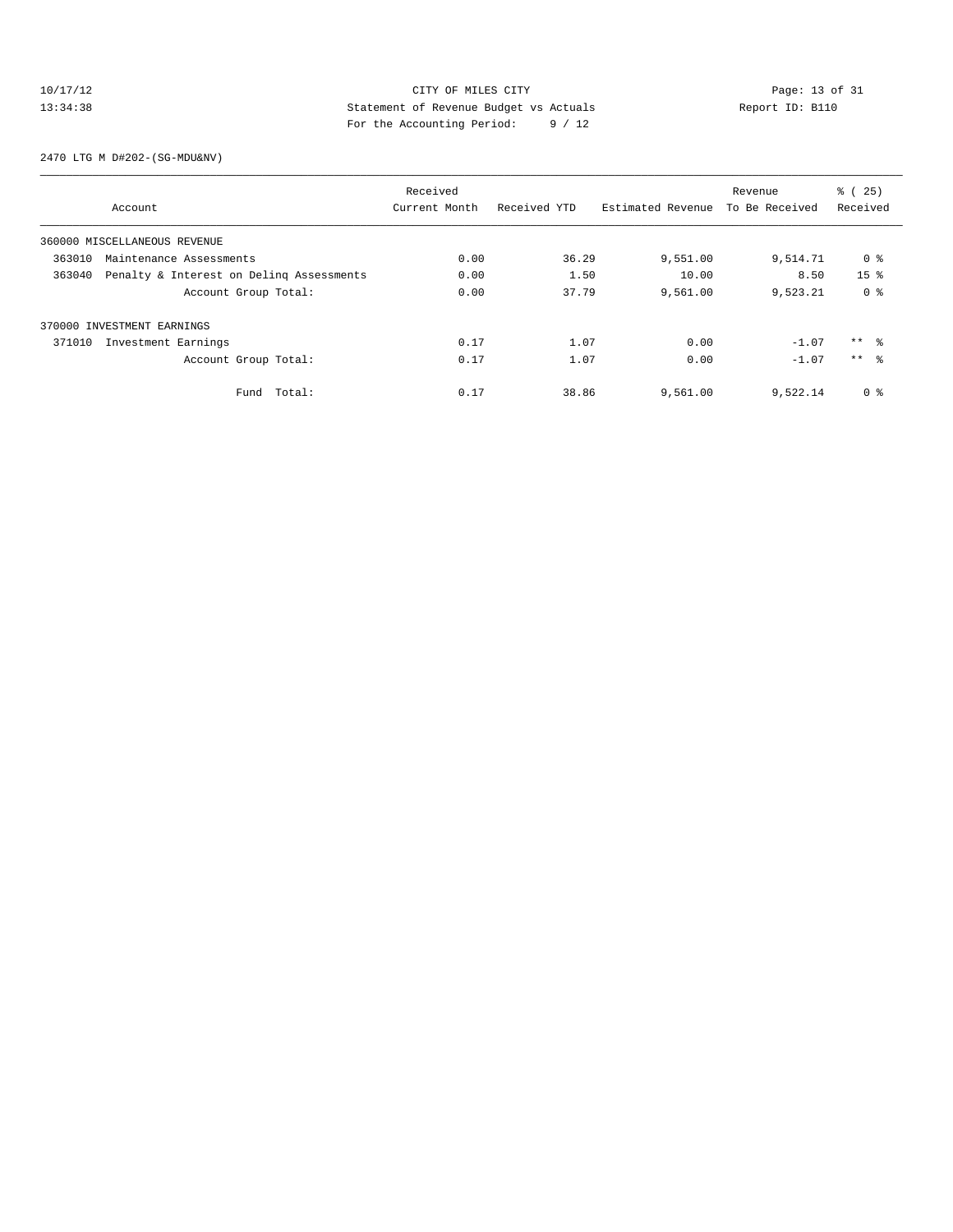CITY OF MILES CITY
Statement of Revenue Budget vs Actuals
For the Accounting Period: 9 / 12

10/17/12
13:34:38

Report ID: B110

2470 LTG M D#202-(SG-MDU&NV)

| Account | Received Current Month | Received YTD | Estimated Revenue | Revenue To Be Received | % ( 25) Received |
|---|---|---|---|---|---|
| 360000 MISCELLANEOUS REVENUE | | | | | |
| 363010 Maintenance Assessments | 0.00 | 36.29 | 9,551.00 | 9,514.71 | 0 % |
| 363040 Penalty & Interest on Delinq Assessments | 0.00 | 1.50 | 10.00 | 8.50 | 15 % |
| Account Group Total: | 0.00 | 37.79 | 9,561.00 | 9,523.21 | 0 % |
| 370000 INVESTMENT EARNINGS | | | | | |
| 371010 Investment Earnings | 0.17 | 1.07 | 0.00 | -1.07 | ** % |
| Account Group Total: | 0.17 | 1.07 | 0.00 | -1.07 | ** % |
| Fund Total: | 0.17 | 38.86 | 9,561.00 | 9,522.14 | 0 % |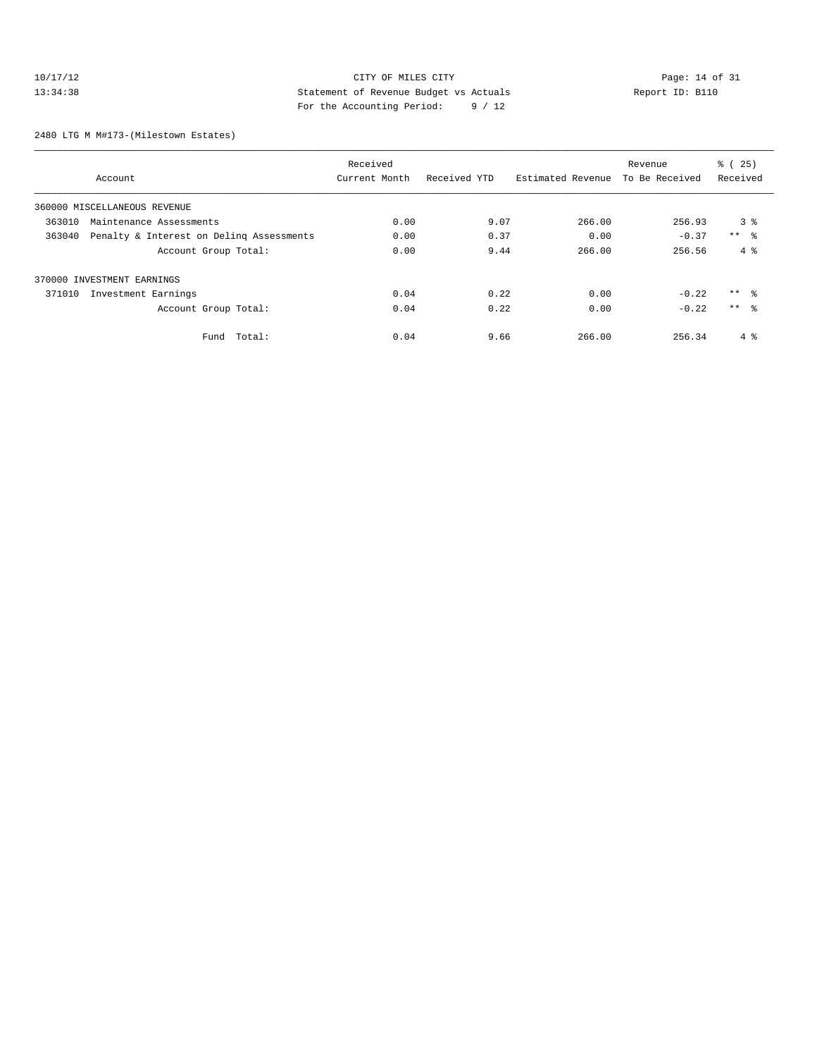CITY OF MILES CITY
Statement of Revenue Budget vs Actuals
For the Accounting Period: 9 / 12

2480 LTG M M#173-(Milestown Estates)

| Account | Received Current Month | Received YTD | Estimated Revenue | Revenue To Be Received | % ( 25) Received |
|---|---|---|---|---|---|
| 360000 MISCELLANEOUS REVENUE | | | | | |
| 363010 Maintenance Assessments | 0.00 | 9.07 | 266.00 | 256.93 | 3 % |
| 363040 Penalty & Interest on Delinq Assessments | 0.00 | 0.37 | 0.00 | -0.37 | ** % |
| Account Group Total: | 0.00 | 9.44 | 266.00 | 256.56 | 4 % |
| 370000 INVESTMENT EARNINGS | | | | | |
| 371010 Investment Earnings | 0.04 | 0.22 | 0.00 | -0.22 | ** % |
| Account Group Total: | 0.04 | 0.22 | 0.00 | -0.22 | ** % |
| Fund Total: | 0.04 | 9.66 | 266.00 | 256.34 | 4 % |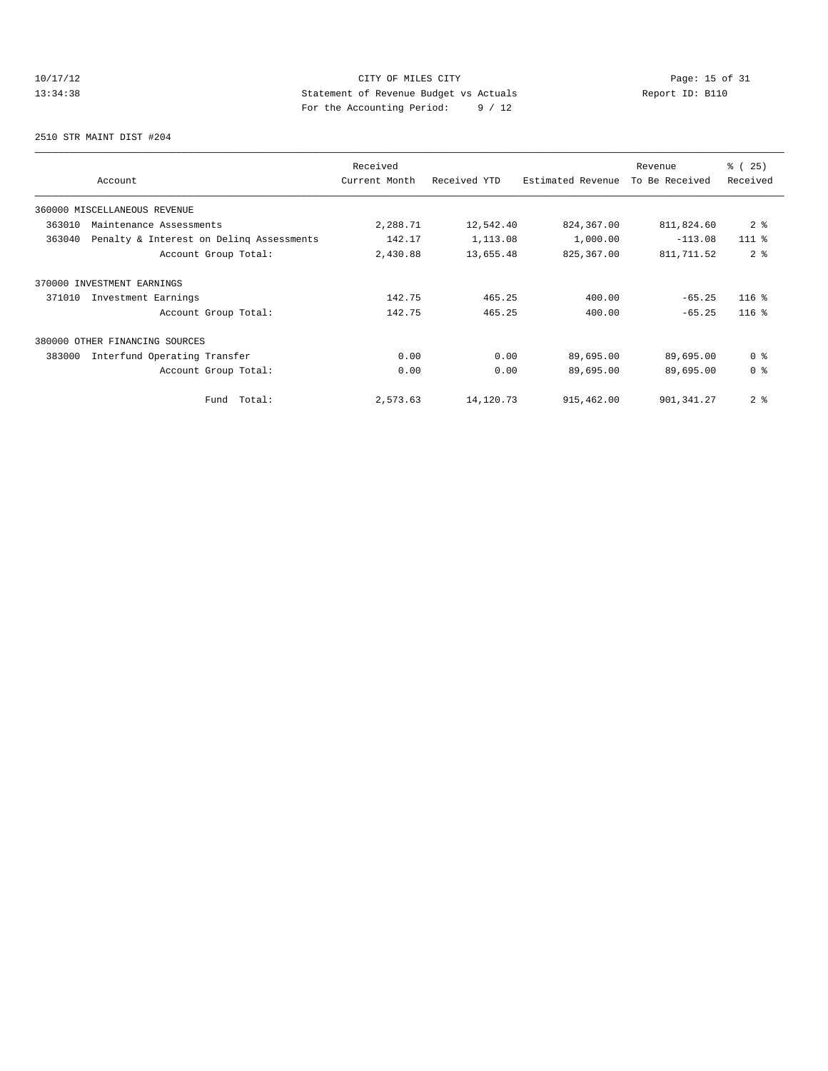CITY OF MILES CITY
Statement of Revenue Budget vs Actuals
For the Accounting Period: 9 / 12

10/17/12
13:34:38

Report ID: B110

2510 STR MAINT DIST #204

| Account | Received Current Month | Received YTD | Estimated Revenue | Revenue To Be Received | % ( 25) Received |
|---|---|---|---|---|---|
| 360000 MISCELLANEOUS REVENUE | | | | | |
| 363010 Maintenance Assessments | 2,288.71 | 12,542.40 | 824,367.00 | 811,824.60 | 2 % |
| 363040 Penalty & Interest on Delinq Assessments | 142.17 | 1,113.08 | 1,000.00 | -113.08 | 111 % |
| Account Group Total: | 2,430.88 | 13,655.48 | 825,367.00 | 811,711.52 | 2 % |
| 370000 INVESTMENT EARNINGS | | | | | |
| 371010 Investment Earnings | 142.75 | 465.25 | 400.00 | -65.25 | 116 % |
| Account Group Total: | 142.75 | 465.25 | 400.00 | -65.25 | 116 % |
| 380000 OTHER FINANCING SOURCES | | | | | |
| 383000 Interfund Operating Transfer | 0.00 | 0.00 | 89,695.00 | 89,695.00 | 0 % |
| Account Group Total: | 0.00 | 0.00 | 89,695.00 | 89,695.00 | 0 % |
| Fund Total: | 2,573.63 | 14,120.73 | 915,462.00 | 901,341.27 | 2 % |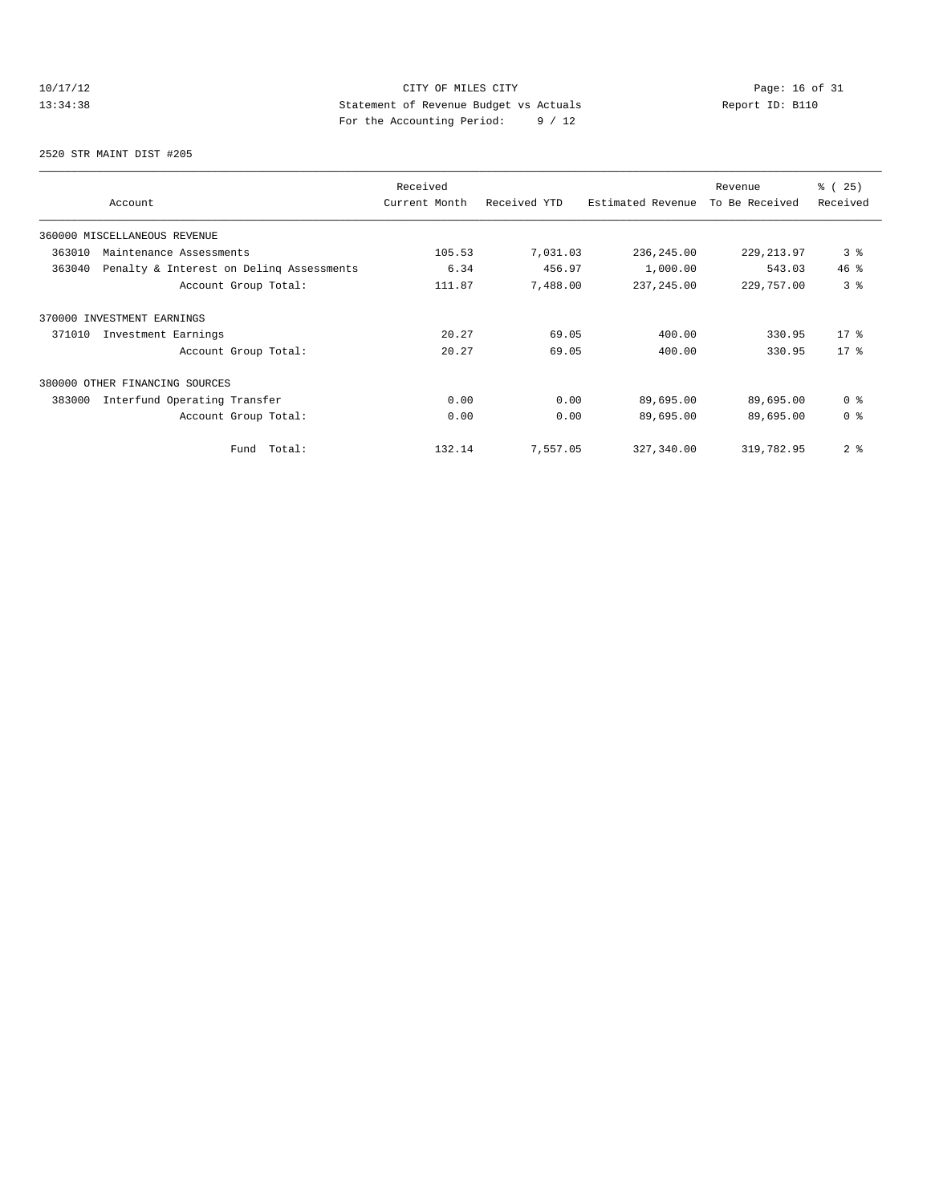CITY OF MILES CITY
Statement of Revenue Budget vs Actuals
For the Accounting Period: 9 / 12

10/17/12
13:34:38

Report ID: B110

2520 STR MAINT DIST #205

| Account | Received Current Month | Received YTD | Estimated Revenue | Revenue To Be Received | % ( 25) Received |
|---|---|---|---|---|---|
| 360000 MISCELLANEOUS REVENUE | | | | | |
| 363010 Maintenance Assessments | 105.53 | 7,031.03 | 236,245.00 | 229,213.97 | 3 % |
| 363040 Penalty & Interest on Delinq Assessments | 6.34 | 456.97 | 1,000.00 | 543.03 | 46 % |
| Account Group Total: | 111.87 | 7,488.00 | 237,245.00 | 229,757.00 | 3 % |
| 370000 INVESTMENT EARNINGS | | | | | |
| 371010 Investment Earnings | 20.27 | 69.05 | 400.00 | 330.95 | 17 % |
| Account Group Total: | 20.27 | 69.05 | 400.00 | 330.95 | 17 % |
| 380000 OTHER FINANCING SOURCES | | | | | |
| 383000 Interfund Operating Transfer | 0.00 | 0.00 | 89,695.00 | 89,695.00 | 0 % |
| Account Group Total: | 0.00 | 0.00 | 89,695.00 | 89,695.00 | 0 % |
| Fund Total: | 132.14 | 7,557.05 | 327,340.00 | 319,782.95 | 2 % |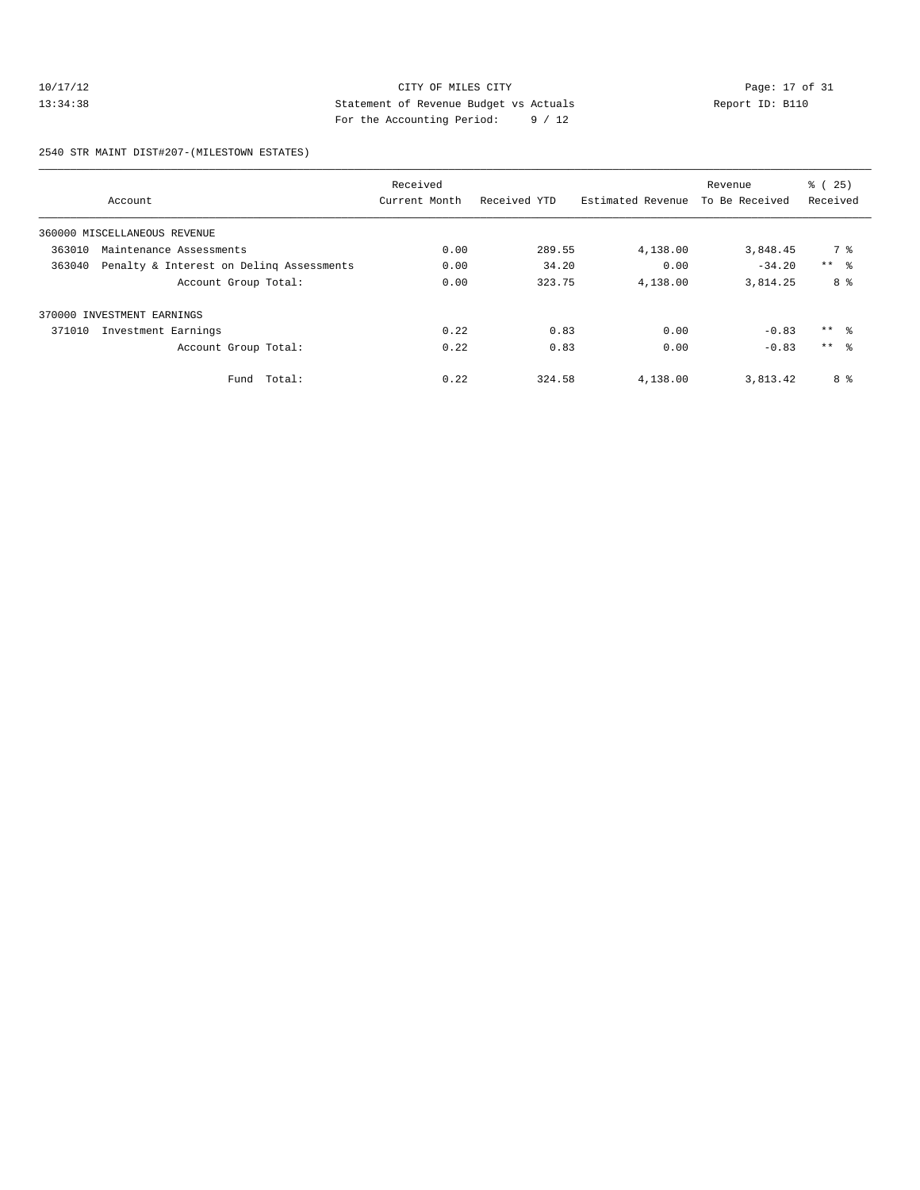CITY OF MILES CITY

Statement of Revenue Budget vs Actuals

For the Accounting Period: 9 / 12

10/17/12 13:34:38 Report ID: B110

2540 STR MAINT DIST#207-(MILESTOWN ESTATES)

| Account | Received Current Month | Received YTD | Estimated Revenue | Revenue To Be Received | % ( 25) Received |
|---|---|---|---|---|---|
| 360000 MISCELLANEOUS REVENUE | | | | | |
| 363010 Maintenance Assessments | 0.00 | 289.55 | 4,138.00 | 3,848.45 | 7 % |
| 363040 Penalty & Interest on Delinq Assessments | 0.00 | 34.20 | 0.00 | -34.20 | ** % |
| Account Group Total: | 0.00 | 323.75 | 4,138.00 | 3,814.25 | 8 % |
| 370000 INVESTMENT EARNINGS | | | | | |
| 371010 Investment Earnings | 0.22 | 0.83 | 0.00 | -0.83 | ** % |
| Account Group Total: | 0.22 | 0.83 | 0.00 | -0.83 | ** % |
| Fund Total: | 0.22 | 324.58 | 4,138.00 | 3,813.42 | 8 % |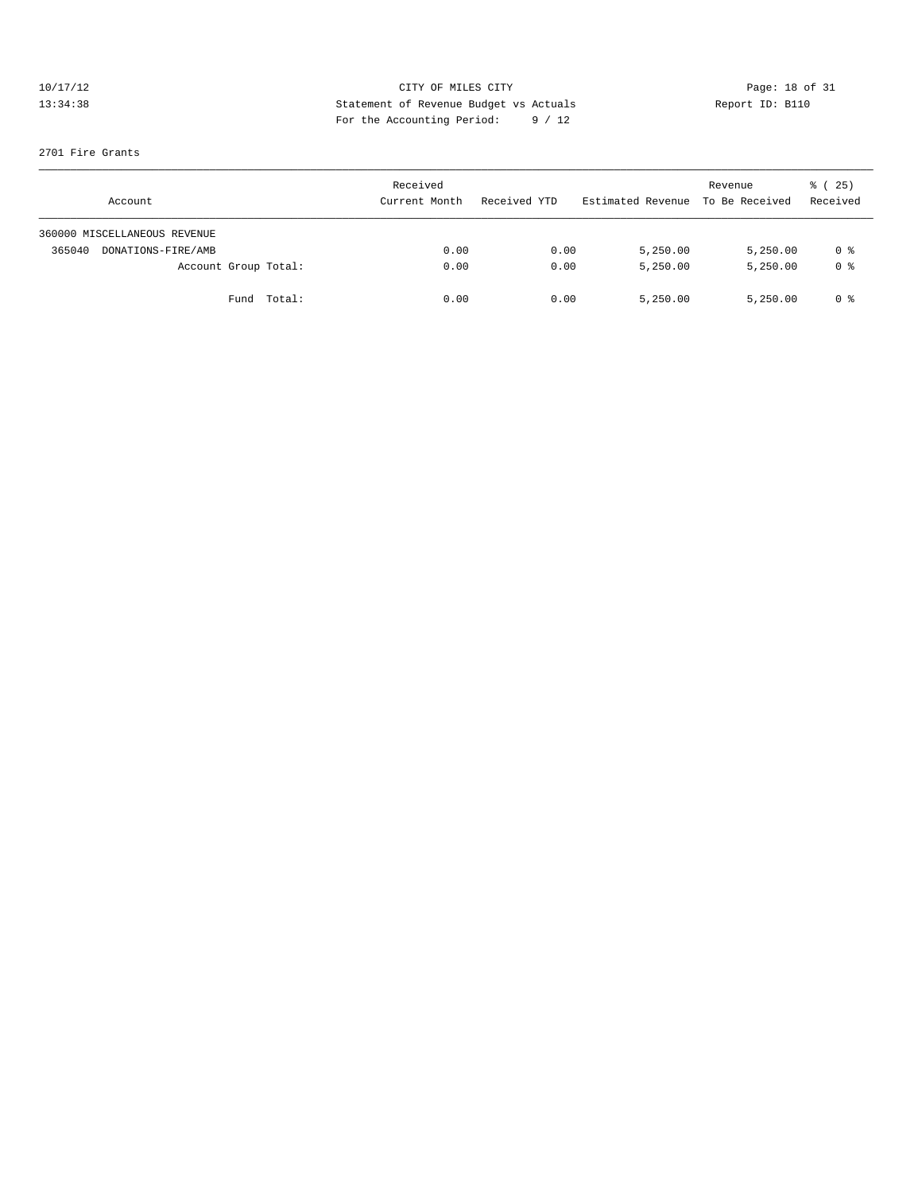CITY OF MILES CITY

Statement of Revenue Budget vs Actuals

For the Accounting Period: 9 / 12

10/17/12
13:34:38

Report ID: B110

2701 Fire Grants

| Account | Received Current Month | Received YTD | Estimated Revenue | Revenue To Be Received | % ( 25) Received |
|---|---|---|---|---|---|
| 360000 MISCELLANEOUS REVENUE | | | | | |
| 365040 DONATIONS-FIRE/AMB | 0.00 | 0.00 | 5,250.00 | 5,250.00 | 0 % |
| Account Group Total: | 0.00 | 0.00 | 5,250.00 | 5,250.00 | 0 % |
| Fund Total: | 0.00 | 0.00 | 5,250.00 | 5,250.00 | 0 % |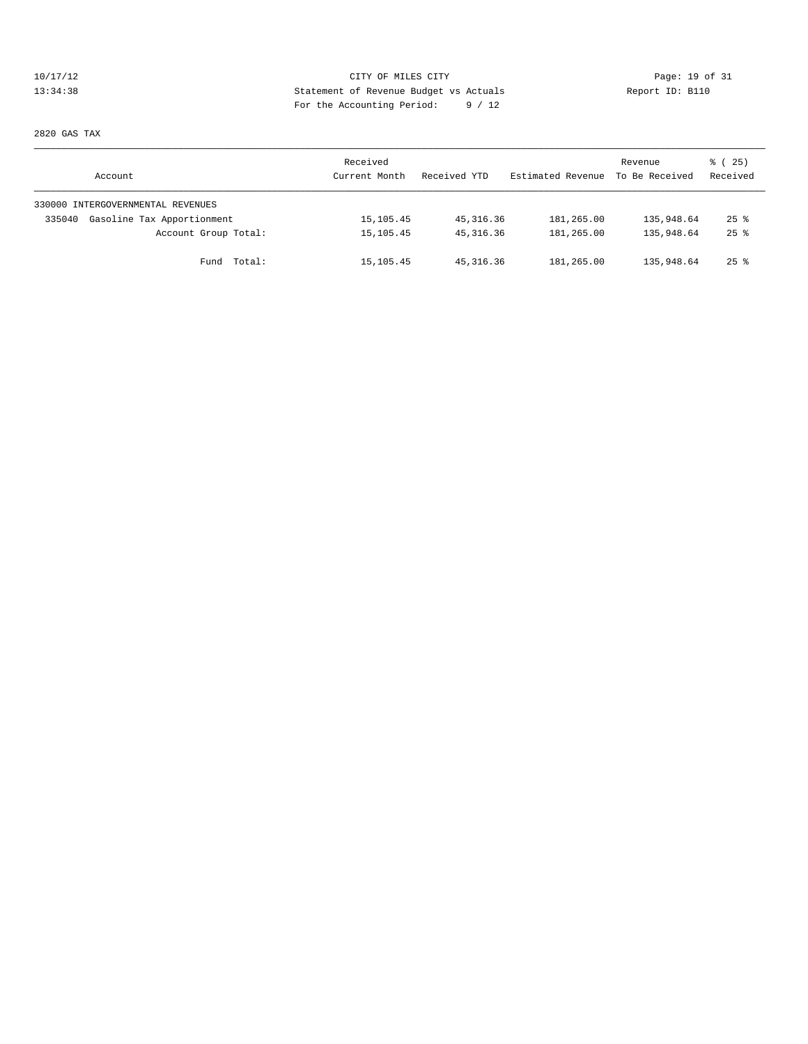CITY OF MILES CITY
Statement of Revenue Budget vs Actuals
For the Accounting Period: 9 / 12

10/17/12
13:34:38

Report ID: B110

2820 GAS TAX

| Account | Received Current Month | Received YTD | Estimated Revenue | Revenue To Be Received | % ( 25) Received |
|---|---|---|---|---|---|
| 330000 INTERGOVERNMENTAL REVENUES | | | | | |
| 335040 Gasoline Tax Apportionment | 15,105.45 | 45,316.36 | 181,265.00 | 135,948.64 | 25 % |
| Account Group Total: | 15,105.45 | 45,316.36 | 181,265.00 | 135,948.64 | 25 % |
| Fund Total: | 15,105.45 | 45,316.36 | 181,265.00 | 135,948.64 | 25 % |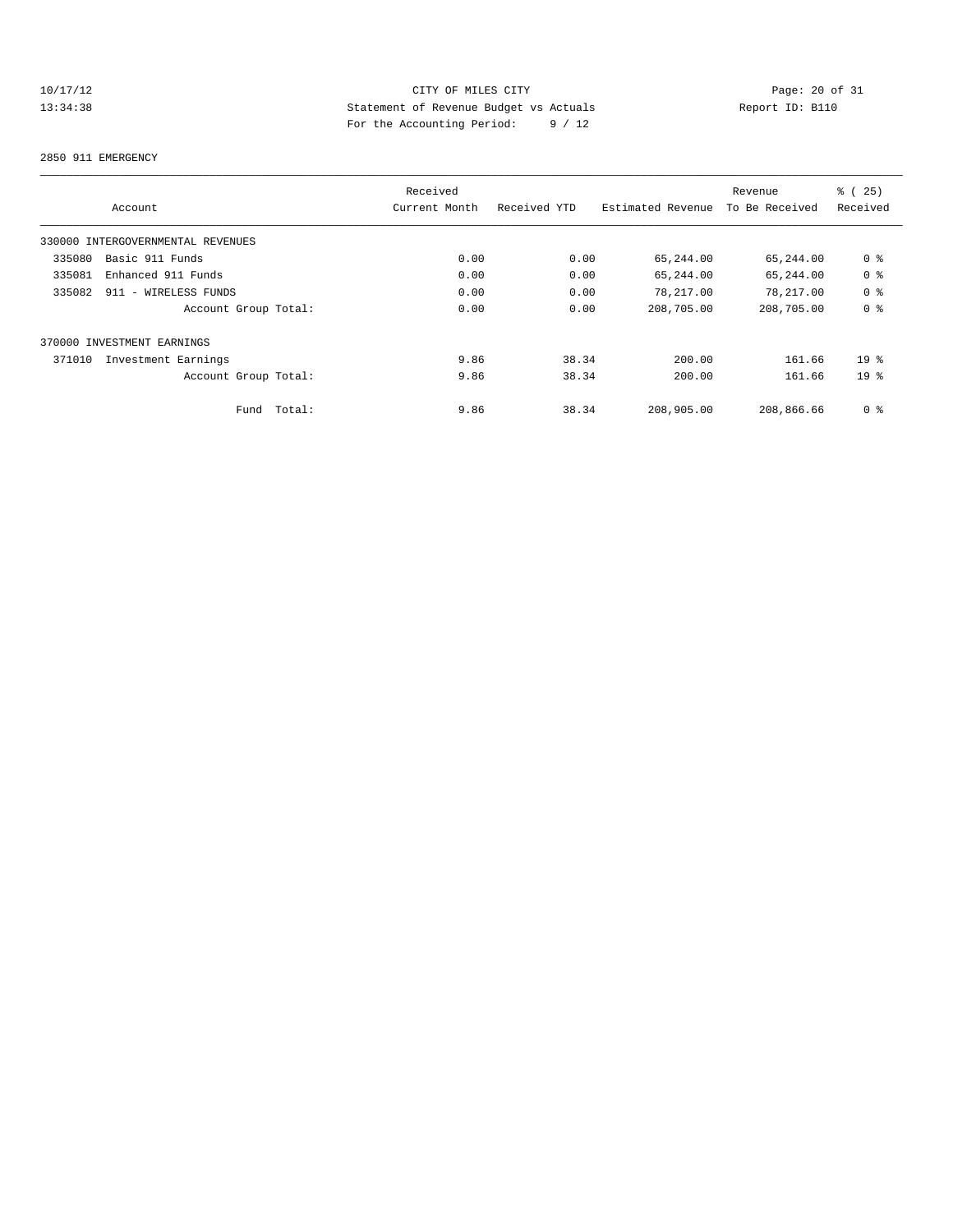CITY OF MILES CITY
Statement of Revenue Budget vs Actuals
For the Accounting Period: 9 / 12

10/17/12
13:34:38

Report ID: B110

2850 911 EMERGENCY

| Account | Received Current Month | Received YTD | Estimated Revenue | Revenue To Be Received | % ( 25) Received |
|---|---|---|---|---|---|
| 330000 INTERGOVERNMENTAL REVENUES | | | | | |
| 335080 Basic 911 Funds | 0.00 | 0.00 | 65,244.00 | 65,244.00 | 0 % |
| 335081 Enhanced 911 Funds | 0.00 | 0.00 | 65,244.00 | 65,244.00 | 0 % |
| 335082 911 - WIRELESS FUNDS | 0.00 | 0.00 | 78,217.00 | 78,217.00 | 0 % |
| Account Group Total: | 0.00 | 0.00 | 208,705.00 | 208,705.00 | 0 % |
| 370000 INVESTMENT EARNINGS | | | | | |
| 371010 Investment Earnings | 9.86 | 38.34 | 200.00 | 161.66 | 19 % |
| Account Group Total: | 9.86 | 38.34 | 200.00 | 161.66 | 19 % |
| Fund Total: | 9.86 | 38.34 | 208,905.00 | 208,866.66 | 0 % |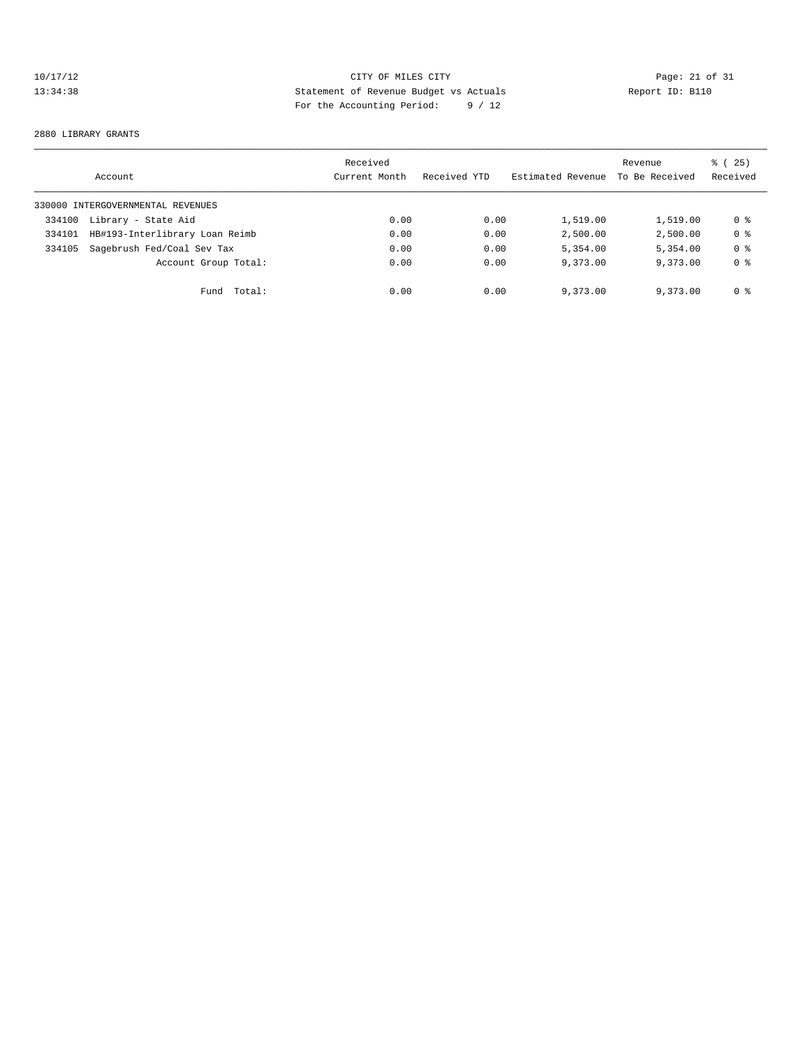CITY OF MILES CITY
Statement of Revenue Budget vs Actuals
For the Accounting Period: 9 / 12

2880 LIBRARY GRANTS

| Account | Received Current Month | Received YTD | Estimated Revenue | Revenue To Be Received | % ( 25) Received |
|---|---|---|---|---|---|
| 330000 INTERGOVERNMENTAL REVENUES | | | | | |
| 334100 Library - State Aid | 0.00 | 0.00 | 1,519.00 | 1,519.00 | 0 % |
| 334101 HB#193-Interlibrary Loan Reimb | 0.00 | 0.00 | 2,500.00 | 2,500.00 | 0 % |
| 334105 Sagebrush Fed/Coal Sev Tax | 0.00 | 0.00 | 5,354.00 | 5,354.00 | 0 % |
| Account Group Total: | 0.00 | 0.00 | 9,373.00 | 9,373.00 | 0 % |
| Fund Total: | 0.00 | 0.00 | 9,373.00 | 9,373.00 | 0 % |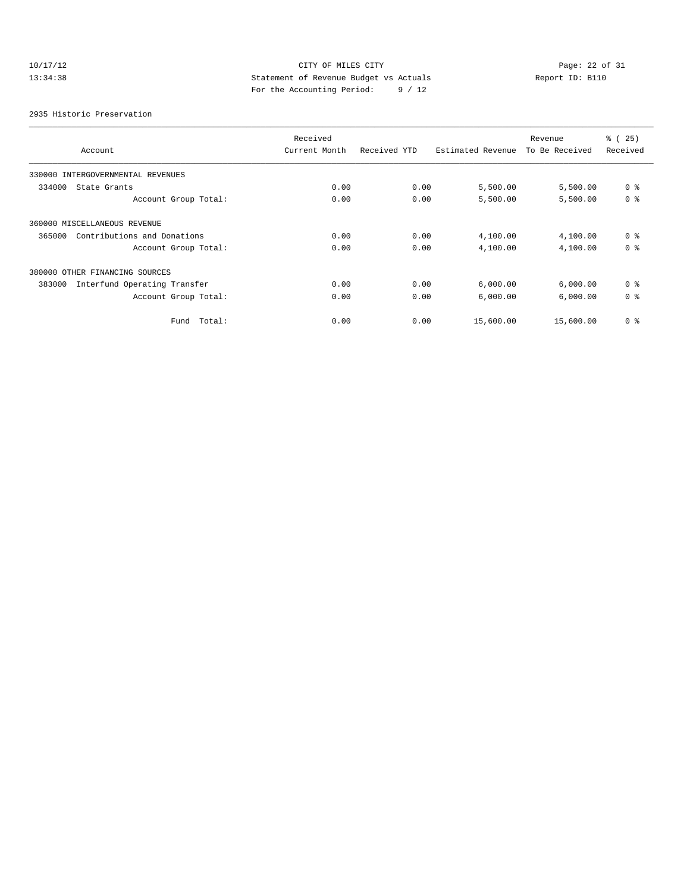CITY OF MILES CITY
Statement of Revenue Budget vs Actuals
For the Accounting Period: 9 / 12

10/17/12
13:34:38

Report ID: B110

2935 Historic Preservation

| Account | Received Current Month | Received YTD | Estimated Revenue | Revenue To Be Received | % ( 25) Received |
|---|---|---|---|---|---|
| 330000 INTERGOVERNMENTAL REVENUES | | | | | |
| 334000 State Grants | 0.00 | 0.00 | 5,500.00 | 5,500.00 | 0 % |
| Account Group Total: | 0.00 | 0.00 | 5,500.00 | 5,500.00 | 0 % |
| 360000 MISCELLANEOUS REVENUE | | | | | |
| 365000 Contributions and Donations | 0.00 | 0.00 | 4,100.00 | 4,100.00 | 0 % |
| Account Group Total: | 0.00 | 0.00 | 4,100.00 | 4,100.00 | 0 % |
| 380000 OTHER FINANCING SOURCES | | | | | |
| 383000 Interfund Operating Transfer | 0.00 | 0.00 | 6,000.00 | 6,000.00 | 0 % |
| Account Group Total: | 0.00 | 0.00 | 6,000.00 | 6,000.00 | 0 % |
| Fund Total: | 0.00 | 0.00 | 15,600.00 | 15,600.00 | 0 % |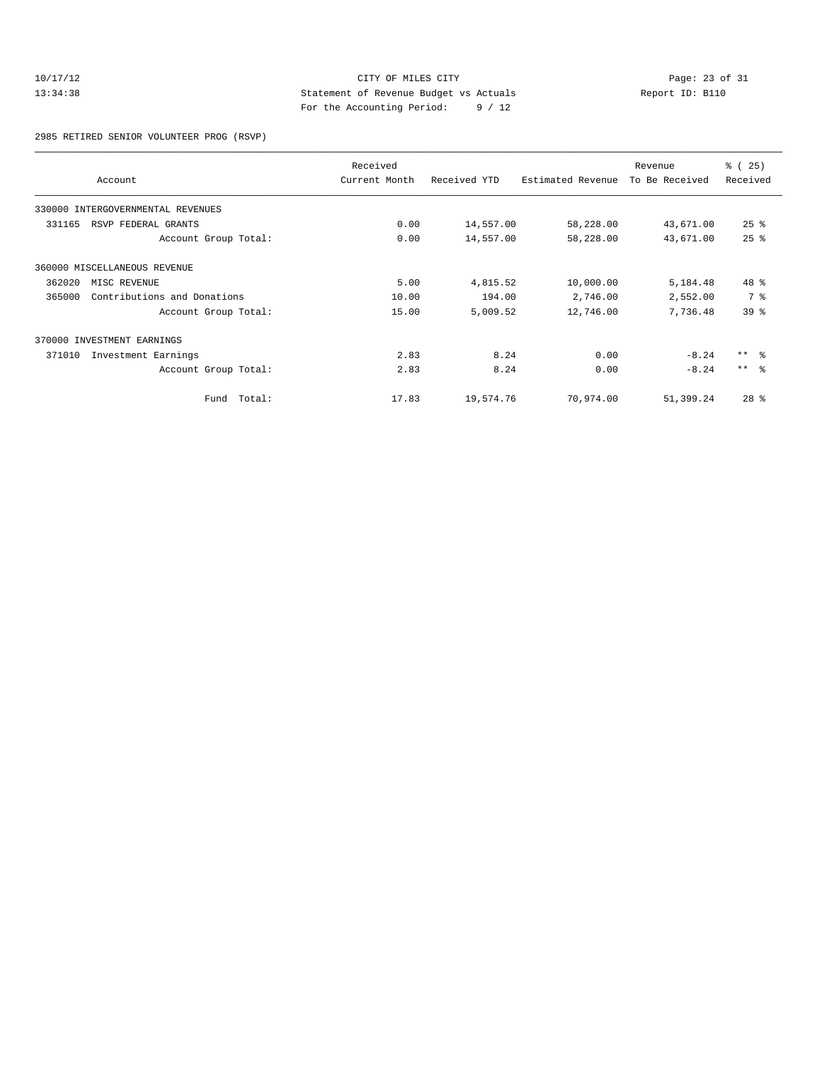CITY OF MILES CITY
Statement of Revenue Budget vs Actuals
For the Accounting Period: 9 / 12

10/17/12
13:34:38

Report ID: B110

2985 RETIRED SENIOR VOLUNTEER PROG (RSVP)

| Account | Received Current Month | Received YTD | Estimated Revenue | Revenue To Be Received | % ( 25) Received |
|---|---|---|---|---|---|
| 330000 INTERGOVERNMENTAL REVENUES | | | | | |
| 331165 RSVP FEDERAL GRANTS | 0.00 | 14,557.00 | 58,228.00 | 43,671.00 | 25 % |
| Account Group Total: | 0.00 | 14,557.00 | 58,228.00 | 43,671.00 | 25 % |
| 360000 MISCELLANEOUS REVENUE | | | | | |
| 362020 MISC REVENUE | 5.00 | 4,815.52 | 10,000.00 | 5,184.48 | 48 % |
| 365000 Contributions and Donations | 10.00 | 194.00 | 2,746.00 | 2,552.00 | 7 % |
| Account Group Total: | 15.00 | 5,009.52 | 12,746.00 | 7,736.48 | 39 % |
| 370000 INVESTMENT EARNINGS | | | | | |
| 371010 Investment Earnings | 2.83 | 8.24 | 0.00 | -8.24 | ** % |
| Account Group Total: | 2.83 | 8.24 | 0.00 | -8.24 | ** % |
| Fund Total: | 17.83 | 19,574.76 | 70,974.00 | 51,399.24 | 28 % |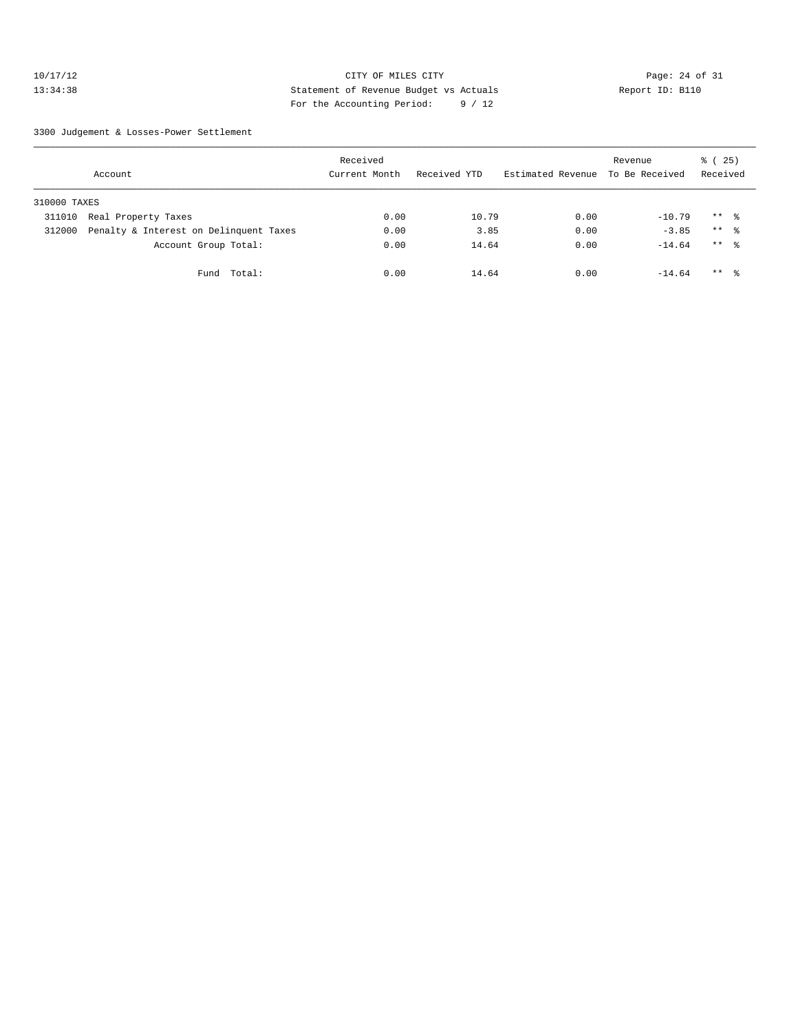CITY OF MILES CITY
Statement of Revenue Budget vs Actuals
For the Accounting Period: 9 / 12

Report ID: B110

3300 Judgement & Losses-Power Settlement

| Account | | Received Current Month | Received YTD | Estimated Revenue | Revenue To Be Received | % ( 25) Received |
|---|---|---|---|---|---|---|
| 310000 TAXES | | | | | | |
| 311010 | Real Property Taxes | 0.00 | 10.79 | 0.00 | -10.79 | ** % |
| 312000 | Penalty & Interest on Delinquent Taxes | 0.00 | 3.85 | 0.00 | -3.85 | ** % |
| | Account Group Total: | 0.00 | 14.64 | 0.00 | -14.64 | ** % |
| | Fund Total: | 0.00 | 14.64 | 0.00 | -14.64 | ** % |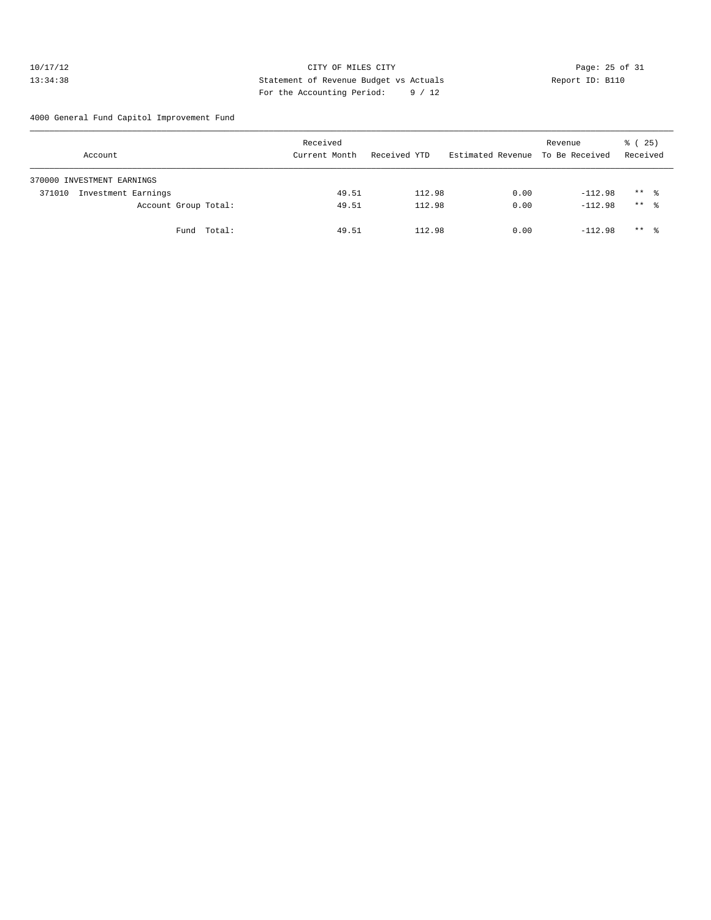CITY OF MILES CITY
Statement of Revenue Budget vs Actuals
For the Accounting Period: 9 / 12

10/17/12
13:34:38

Report ID: B110

4000 General Fund Capitol Improvement Fund

| Account | Received Current Month | Received YTD | Estimated Revenue | Revenue To Be Received | % ( 25) Received |
|---|---|---|---|---|---|
| 370000 INVESTMENT EARNINGS | | | | | |
| 371010 Investment Earnings | 49.51 | 112.98 | 0.00 | -112.98 | ** % |
| Account Group Total: | 49.51 | 112.98 | 0.00 | -112.98 | ** % |
| Fund Total: | 49.51 | 112.98 | 0.00 | -112.98 | ** % |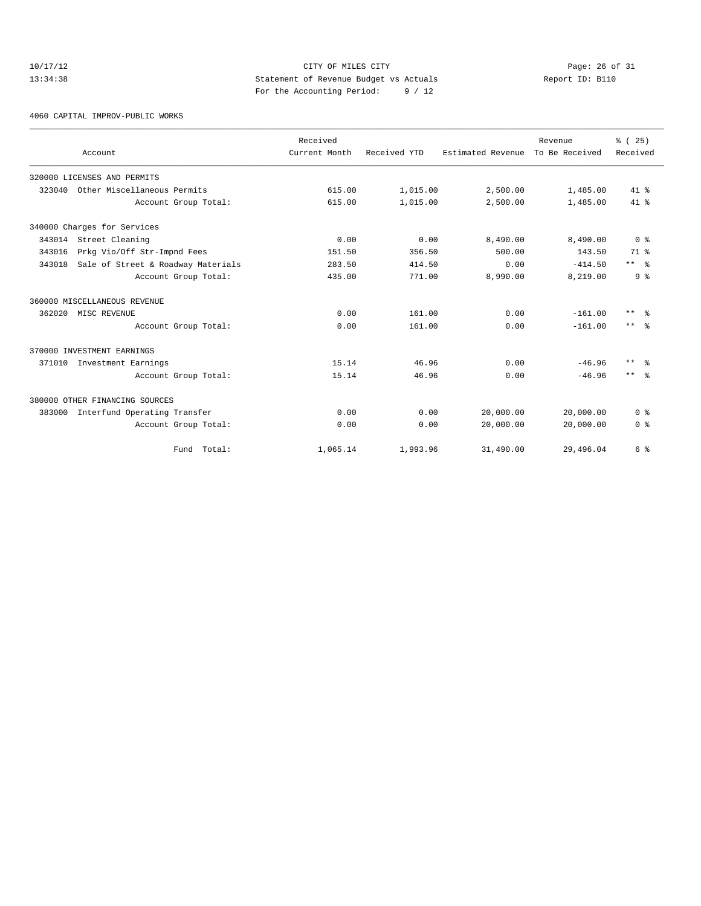CITY OF MILES CITY
Statement of Revenue Budget vs Actuals
For the Accounting Period: 9 / 12

10/17/12
13:34:38

Report ID: B110

4060 CAPITAL IMPROV-PUBLIC WORKS

| Account | Received Current Month | Received YTD | Estimated Revenue | Revenue To Be Received | % ( 25) Received |
|---|---|---|---|---|---|
| 320000 LICENSES AND PERMITS | | | | | |
| 323040 Other Miscellaneous Permits | 615.00 | 1,015.00 | 2,500.00 | 1,485.00 | 41 % |
| Account Group Total: | 615.00 | 1,015.00 | 2,500.00 | 1,485.00 | 41 % |
| 340000 Charges for Services | | | | | |
| 343014 Street Cleaning | 0.00 | 0.00 | 8,490.00 | 8,490.00 | 0 % |
| 343016 Prkg Vio/Off Str-Impnd Fees | 151.50 | 356.50 | 500.00 | 143.50 | 71 % |
| 343018 Sale of Street & Roadway Materials | 283.50 | 414.50 | 0.00 | -414.50 | ** % |
| Account Group Total: | 435.00 | 771.00 | 8,990.00 | 8,219.00 | 9 % |
| 360000 MISCELLANEOUS REVENUE | | | | | |
| 362020 MISC REVENUE | 0.00 | 161.00 | 0.00 | -161.00 | ** % |
| Account Group Total: | 0.00 | 161.00 | 0.00 | -161.00 | ** % |
| 370000 INVESTMENT EARNINGS | | | | | |
| 371010 Investment Earnings | 15.14 | 46.96 | 0.00 | -46.96 | ** % |
| Account Group Total: | 15.14 | 46.96 | 0.00 | -46.96 | ** % |
| 380000 OTHER FINANCING SOURCES | | | | | |
| 383000 Interfund Operating Transfer | 0.00 | 0.00 | 20,000.00 | 20,000.00 | 0 % |
| Account Group Total: | 0.00 | 0.00 | 20,000.00 | 20,000.00 | 0 % |
| Fund Total: | 1,065.14 | 1,993.96 | 31,490.00 | 29,496.04 | 6 % |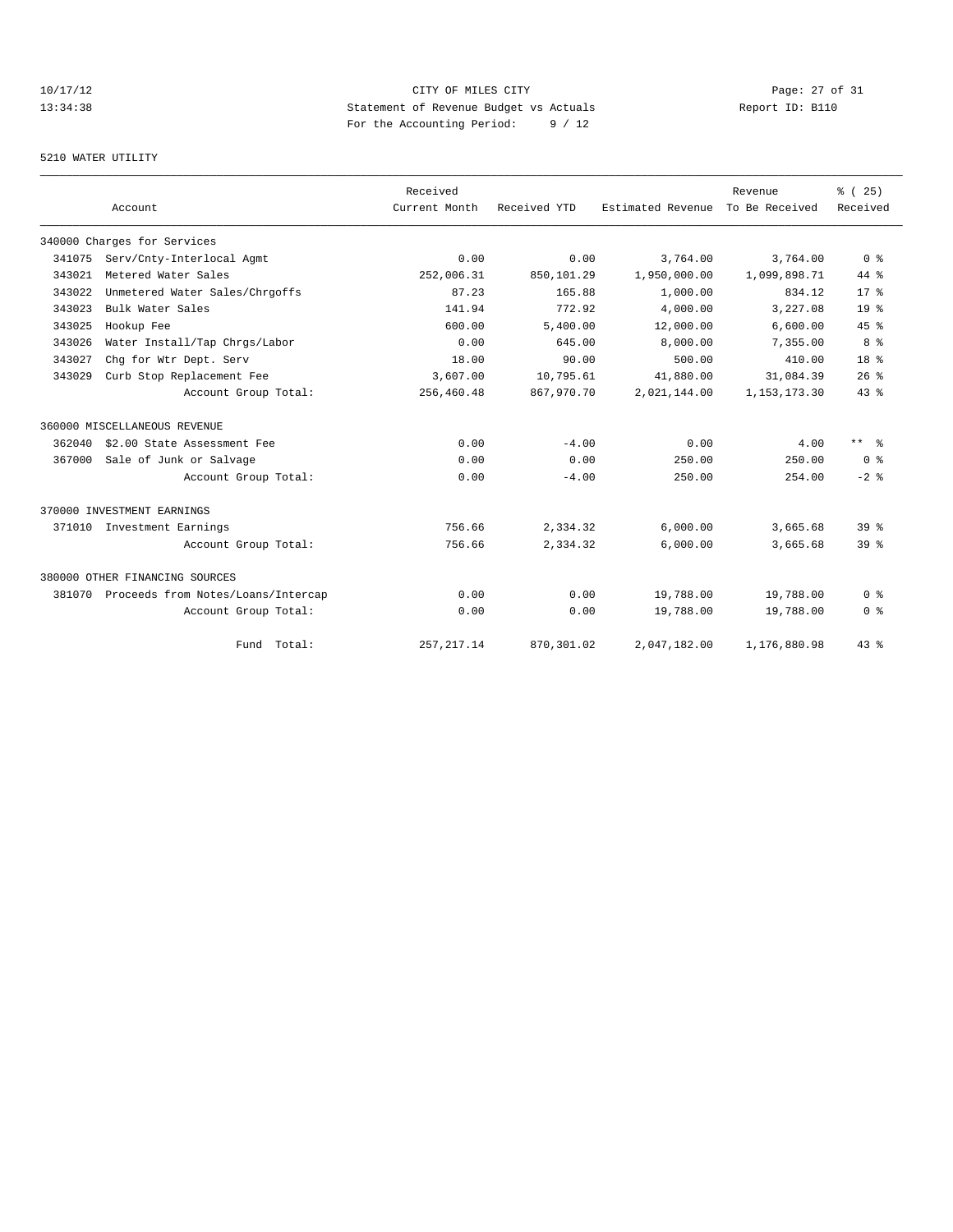CITY OF MILES CITY
Statement of Revenue Budget vs Actuals
For the Accounting Period: 9 / 12

5210 WATER UTILITY

| Account | Received Current Month | Received YTD | Estimated Revenue | Revenue To Be Received | % ( 25) Received |
|---|---|---|---|---|---|
| **340000 Charges for Services** | | | | | |
| 341075 Serv/Cnty-Interlocal Agmt | 0.00 | 0.00 | 3,764.00 | 3,764.00 | 0 % |
| 343021 Metered Water Sales | 252,006.31 | 850,101.29 | 1,950,000.00 | 1,099,898.71 | 44 % |
| 343022 Unmetered Water Sales/Chrgoffs | 87.23 | 165.88 | 1,000.00 | 834.12 | 17 % |
| 343023 Bulk Water Sales | 141.94 | 772.92 | 4,000.00 | 3,227.08 | 19 % |
| 343025 Hookup Fee | 600.00 | 5,400.00 | 12,000.00 | 6,600.00 | 45 % |
| 343026 Water Install/Tap Chrgs/Labor | 0.00 | 645.00 | 8,000.00 | 7,355.00 | 8 % |
| 343027 Chg for Wtr Dept. Serv | 18.00 | 90.00 | 500.00 | 410.00 | 18 % |
| 343029 Curb Stop Replacement Fee | 3,607.00 | 10,795.61 | 41,880.00 | 31,084.39 | 26 % |
| Account Group Total: | 256,460.48 | 867,970.70 | 2,021,144.00 | 1,153,173.30 | 43 % |
| **360000 MISCELLANEOUS REVENUE** | | | | | |
| 362040 $2.00 State Assessment Fee | 0.00 | -4.00 | 0.00 | 4.00 | ** % |
| 367000 Sale of Junk or Salvage | 0.00 | 0.00 | 250.00 | 250.00 | 0 % |
| Account Group Total: | 0.00 | -4.00 | 250.00 | 254.00 | -2 % |
| **370000 INVESTMENT EARNINGS** | | | | | |
| 371010 Investment Earnings | 756.66 | 2,334.32 | 6,000.00 | 3,665.68 | 39 % |
| Account Group Total: | 756.66 | 2,334.32 | 6,000.00 | 3,665.68 | 39 % |
| **380000 OTHER FINANCING SOURCES** | | | | | |
| 381070 Proceeds from Notes/Loans/Intercap | 0.00 | 0.00 | 19,788.00 | 19,788.00 | 0 % |
| Account Group Total: | 0.00 | 0.00 | 19,788.00 | 19,788.00 | 0 % |
| Fund Total: | 257,217.14 | 870,301.02 | 2,047,182.00 | 1,176,880.98 | 43 % |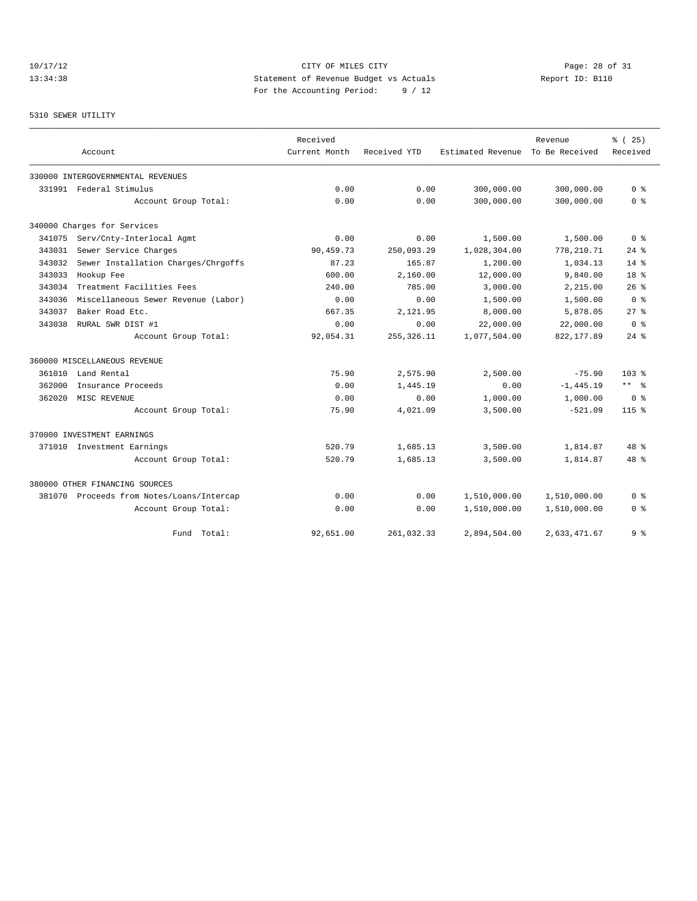10/17/12 CITY OF MILES CITY
13:34:38 Statement of Revenue Budget vs Actuals Report ID: B110
For the Accounting Period: 9 / 12

5310 SEWER UTILITY

| Account | Received Current Month | Received YTD | Estimated Revenue | Revenue To Be Received | % ( 25) Received |
|---|---|---|---|---|---|
| 330000 INTERGOVERNMENTAL REVENUES | | | | | |
| 331991 Federal Stimulus | 0.00 | 0.00 | 300,000.00 | 300,000.00 | 0 % |
| Account Group Total: | 0.00 | 0.00 | 300,000.00 | 300,000.00 | 0 % |
| 340000 Charges for Services | | | | | |
| 341075 Serv/Cnty-Interlocal Agmt | 0.00 | 0.00 | 1,500.00 | 1,500.00 | 0 % |
| 343031 Sewer Service Charges | 90,459.73 | 250,093.29 | 1,028,304.00 | 778,210.71 | 24 % |
| 343032 Sewer Installation Charges/Chrgoffs | 87.23 | 165.87 | 1,200.00 | 1,034.13 | 14 % |
| 343033 Hookup Fee | 600.00 | 2,160.00 | 12,000.00 | 9,840.00 | 18 % |
| 343034 Treatment Facilities Fees | 240.00 | 785.00 | 3,000.00 | 2,215.00 | 26 % |
| 343036 Miscellaneous Sewer Revenue (Labor) | 0.00 | 0.00 | 1,500.00 | 1,500.00 | 0 % |
| 343037 Baker Road Etc. | 667.35 | 2,121.95 | 8,000.00 | 5,878.05 | 27 % |
| 343038 RURAL SWR DIST #1 | 0.00 | 0.00 | 22,000.00 | 22,000.00 | 0 % |
| Account Group Total: | 92,054.31 | 255,326.11 | 1,077,504.00 | 822,177.89 | 24 % |
| 360000 MISCELLANEOUS REVENUE | | | | | |
| 361010 Land Rental | 75.90 | 2,575.90 | 2,500.00 | -75.90 | 103 % |
| 362000 Insurance Proceeds | 0.00 | 1,445.19 | 0.00 | -1,445.19 | ** % |
| 362020 MISC REVENUE | 0.00 | 0.00 | 1,000.00 | 1,000.00 | 0 % |
| Account Group Total: | 75.90 | 4,021.09 | 3,500.00 | -521.09 | 115 % |
| 370000 INVESTMENT EARNINGS | | | | | |
| 371010 Investment Earnings | 520.79 | 1,685.13 | 3,500.00 | 1,814.87 | 48 % |
| Account Group Total: | 520.79 | 1,685.13 | 3,500.00 | 1,814.87 | 48 % |
| 380000 OTHER FINANCING SOURCES | | | | | |
| 381070 Proceeds from Notes/Loans/Intercap | 0.00 | 0.00 | 1,510,000.00 | 1,510,000.00 | 0 % |
| Account Group Total: | 0.00 | 0.00 | 1,510,000.00 | 1,510,000.00 | 0 % |
| Fund Total: | 92,651.00 | 261,032.33 | 2,894,504.00 | 2,633,471.67 | 9 % |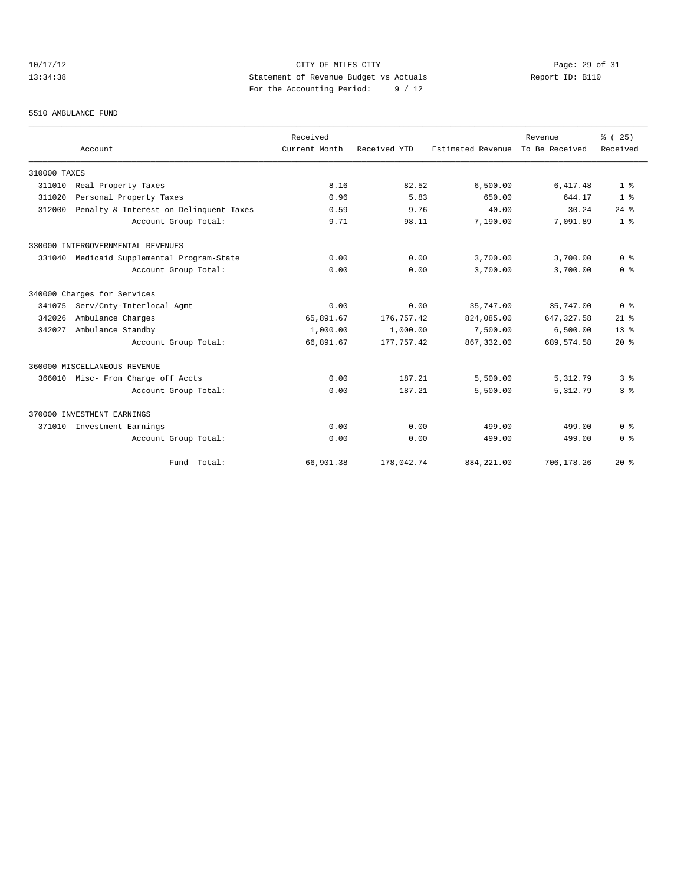CITY OF MILES CITY
Statement of Revenue Budget vs Actuals
For the Accounting Period: 9 / 12

10/17/12 13:34:38 — Report ID: B110

5510 AMBULANCE FUND

| Account | Received Current Month | Received YTD | Estimated Revenue | Revenue To Be Received | % ( 25) Received |
|---|---|---|---|---|---|
| **310000 TAXES** | | | | | |
| 311010 Real Property Taxes | 8.16 | 82.52 | 6,500.00 | 6,417.48 | 1 % |
| 311020 Personal Property Taxes | 0.96 | 5.83 | 650.00 | 644.17 | 1 % |
| 312000 Penalty & Interest on Delinquent Taxes | 0.59 | 9.76 | 40.00 | 30.24 | 24 % |
| Account Group Total: | 9.71 | 98.11 | 7,190.00 | 7,091.89 | 1 % |
| **330000 INTERGOVERNMENTAL REVENUES** | | | | | |
| 331040 Medicaid Supplemental Program-State | 0.00 | 0.00 | 3,700.00 | 3,700.00 | 0 % |
| Account Group Total: | 0.00 | 0.00 | 3,700.00 | 3,700.00 | 0 % |
| **340000 Charges for Services** | | | | | |
| 341075 Serv/Cnty-Interlocal Agmt | 0.00 | 0.00 | 35,747.00 | 35,747.00 | 0 % |
| 342026 Ambulance Charges | 65,891.67 | 176,757.42 | 824,085.00 | 647,327.58 | 21 % |
| 342027 Ambulance Standby | 1,000.00 | 1,000.00 | 7,500.00 | 6,500.00 | 13 % |
| Account Group Total: | 66,891.67 | 177,757.42 | 867,332.00 | 689,574.58 | 20 % |
| **360000 MISCELLANEOUS REVENUE** | | | | | |
| 366010 Misc- From Charge off Accts | 0.00 | 187.21 | 5,500.00 | 5,312.79 | 3 % |
| Account Group Total: | 0.00 | 187.21 | 5,500.00 | 5,312.79 | 3 % |
| **370000 INVESTMENT EARNINGS** | | | | | |
| 371010 Investment Earnings | 0.00 | 0.00 | 499.00 | 499.00 | 0 % |
| Account Group Total: | 0.00 | 0.00 | 499.00 | 499.00 | 0 % |
| Fund Total: | 66,901.38 | 178,042.74 | 884,221.00 | 706,178.26 | 20 % |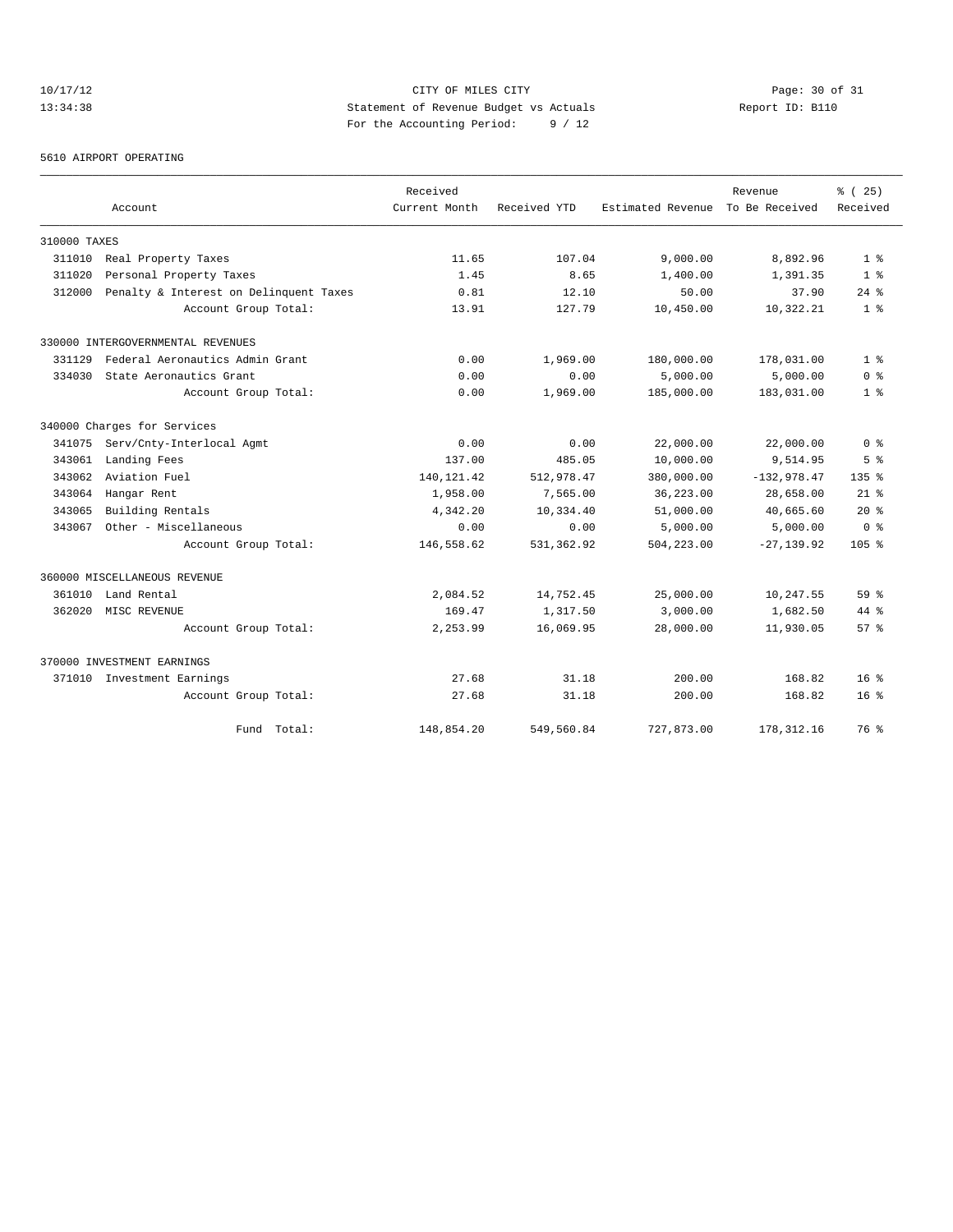CITY OF MILES CITY
Statement of Revenue Budget vs Actuals
For the Accounting Period: 9 / 12

5610 AIRPORT OPERATING

| Account | Received Current Month | Received YTD | Estimated Revenue | Revenue To Be Received | % ( 25) Received |
|---|---|---|---|---|---|
| **310000 TAXES** | | | | | |
| 311010 Real Property Taxes | 11.65 | 107.04 | 9,000.00 | 8,892.96 | 1 % |
| 311020 Personal Property Taxes | 1.45 | 8.65 | 1,400.00 | 1,391.35 | 1 % |
| 312000 Penalty & Interest on Delinquent Taxes | 0.81 | 12.10 | 50.00 | 37.90 | 24 % |
| Account Group Total: | 13.91 | 127.79 | 10,450.00 | 10,322.21 | 1 % |
| **330000 INTERGOVERNMENTAL REVENUES** | | | | | |
| 331129 Federal Aeronautics Admin Grant | 0.00 | 1,969.00 | 180,000.00 | 178,031.00 | 1 % |
| 334030 State Aeronautics Grant | 0.00 | 0.00 | 5,000.00 | 5,000.00 | 0 % |
| Account Group Total: | 0.00 | 1,969.00 | 185,000.00 | 183,031.00 | 1 % |
| **340000 Charges for Services** | | | | | |
| 341075 Serv/Cnty-Interlocal Agmt | 0.00 | 0.00 | 22,000.00 | 22,000.00 | 0 % |
| 343061 Landing Fees | 137.00 | 485.05 | 10,000.00 | 9,514.95 | 5 % |
| 343062 Aviation Fuel | 140,121.42 | 512,978.47 | 380,000.00 | -132,978.47 | 135 % |
| 343064 Hangar Rent | 1,958.00 | 7,565.00 | 36,223.00 | 28,658.00 | 21 % |
| 343065 Building Rentals | 4,342.20 | 10,334.40 | 51,000.00 | 40,665.60 | 20 % |
| 343067 Other - Miscellaneous | 0.00 | 0.00 | 5,000.00 | 5,000.00 | 0 % |
| Account Group Total: | 146,558.62 | 531,362.92 | 504,223.00 | -27,139.92 | 105 % |
| **360000 MISCELLANEOUS REVENUE** | | | | | |
| 361010 Land Rental | 2,084.52 | 14,752.45 | 25,000.00 | 10,247.55 | 59 % |
| 362020 MISC REVENUE | 169.47 | 1,317.50 | 3,000.00 | 1,682.50 | 44 % |
| Account Group Total: | 2,253.99 | 16,069.95 | 28,000.00 | 11,930.05 | 57 % |
| **370000 INVESTMENT EARNINGS** | | | | | |
| 371010 Investment Earnings | 27.68 | 31.18 | 200.00 | 168.82 | 16 % |
| Account Group Total: | 27.68 | 31.18 | 200.00 | 168.82 | 16 % |
| Fund Total: | 148,854.20 | 549,560.84 | 727,873.00 | 178,312.16 | 76 % |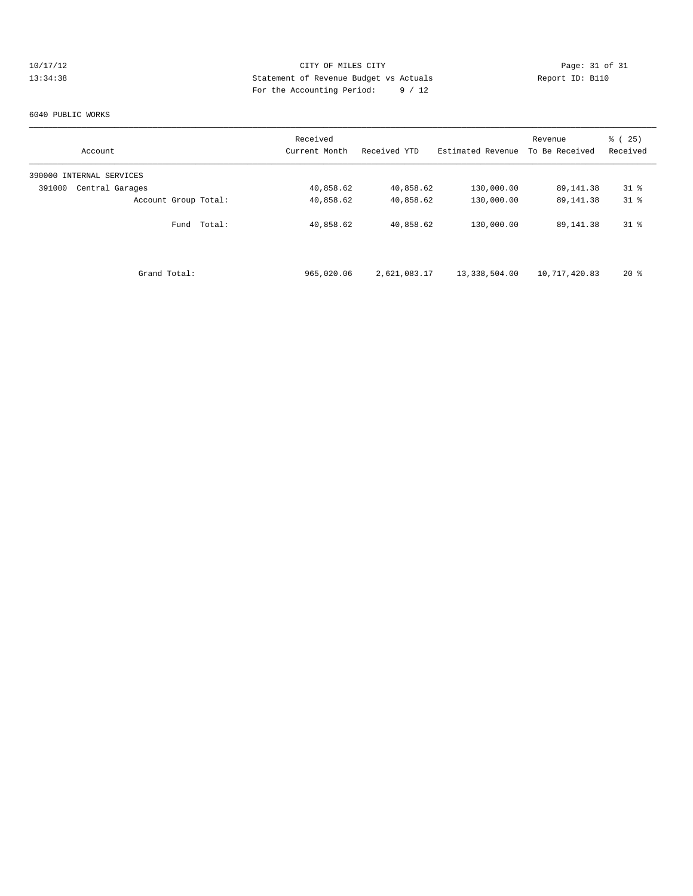CITY OF MILES CITY

Statement of Revenue Budget vs Actuals

For the Accounting Period: 9 / 12

10/17/12
13:34:38

Report ID: B110

6040 PUBLIC WORKS

| Account | Received Current Month | Received YTD | Estimated Revenue | Revenue To Be Received | % ( 25) Received |
|---|---|---|---|---|---|
| 390000 INTERNAL SERVICES | | | | | |
| 391000 Central Garages | 40,858.62 | 40,858.62 | 130,000.00 | 89,141.38 | 31 % |
| Account Group Total: | 40,858.62 | 40,858.62 | 130,000.00 | 89,141.38 | 31 % |
| Fund Total: | 40,858.62 | 40,858.62 | 130,000.00 | 89,141.38 | 31 % |
| Grand Total: | 965,020.06 | 2,621,083.17 | 13,338,504.00 | 10,717,420.83 | 20 % |